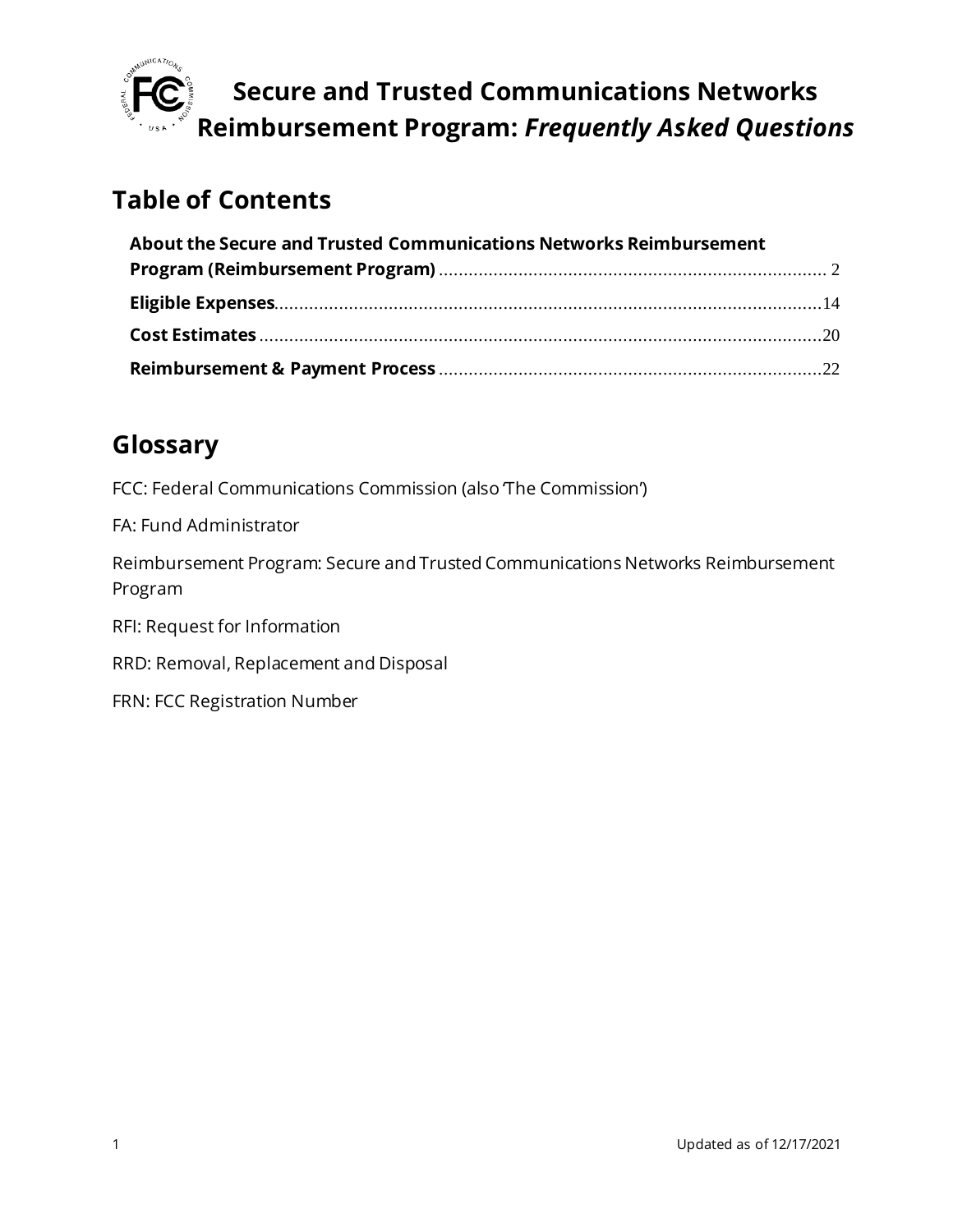# Secure and Trusted Communications Networks Reimbursement Program: *Frequently Asked Questions*

## Table of Contents

**About the Secure and Trusted Communications Networks Reimbursement Program (Reimbursement Program)** .......... 2

**Eligible Expenses** .......... 14

**Cost Estimates** .......... 20

**Reimbursement & Payment Process** .......... 22

## Glossary

FCC: Federal Communications Commission (also 'The Commission')

FA: Fund Administrator

Reimbursement Program: Secure and Trusted Communications Networks Reimbursement Program

RFI: Request for Information

RRD: Removal, Replacement and Disposal

FRN: FCC Registration Number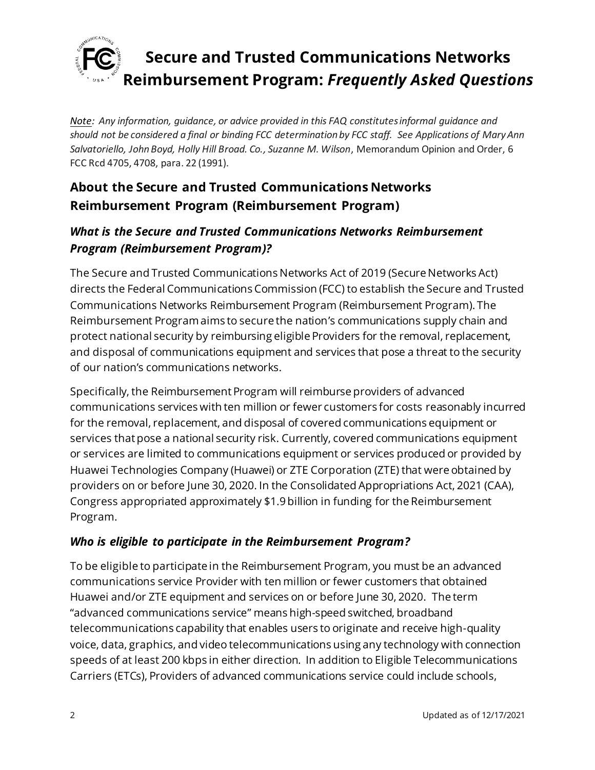# Secure and Trusted Communications Networks Reimbursement Program: *Frequently Asked Questions*

*Note: Any information, guidance, or advice provided in this FAQ constitutes informal guidance and should not be considered a final or binding FCC determination by FCC staff. See Applications of Mary Ann Salvatoriello, John Boyd, Holly Hill Broad. Co., Suzanne M. Wilson*, Memorandum Opinion and Order, 6 FCC Rcd 4705, 4708, para. 22 (1991).

## About the Secure and Trusted Communications Networks Reimbursement Program (Reimbursement Program)

### *What is the Secure and Trusted Communications Networks Reimbursement Program (Reimbursement Program)?*

The Secure and Trusted Communications Networks Act of 2019 (Secure Networks Act) directs the Federal Communications Commission (FCC) to establish the Secure and Trusted Communications Networks Reimbursement Program (Reimbursement Program). The Reimbursement Program aims to secure the nation's communications supply chain and protect national security by reimbursing eligible Providers for the removal, replacement, and disposal of communications equipment and services that pose a threat to the security of our nation's communications networks.

Specifically, the Reimbursement Program will reimburse providers of advanced communications services with ten million or fewer customers for costs reasonably incurred for the removal, replacement, and disposal of covered communications equipment or services that pose a national security risk. Currently, covered communications equipment or services are limited to communications equipment or services produced or provided by Huawei Technologies Company (Huawei) or ZTE Corporation (ZTE) that were obtained by providers on or before June 30, 2020. In the Consolidated Appropriations Act, 2021 (CAA), Congress appropriated approximately $1.9 billion in funding for the Reimbursement Program.

### *Who is eligible to participate in the Reimbursement Program?*

To be eligible to participate in the Reimbursement Program, you must be an advanced communications service Provider with ten million or fewer customers that obtained Huawei and/or ZTE equipment and services on or before June 30, 2020. The term "advanced communications service" means high-speed switched, broadband telecommunications capability that enables users to originate and receive high-quality voice, data, graphics, and video telecommunications using any technology with connection speeds of at least 200 kbps in either direction. In addition to Eligible Telecommunications Carriers (ETCs), Providers of advanced communications service could include schools,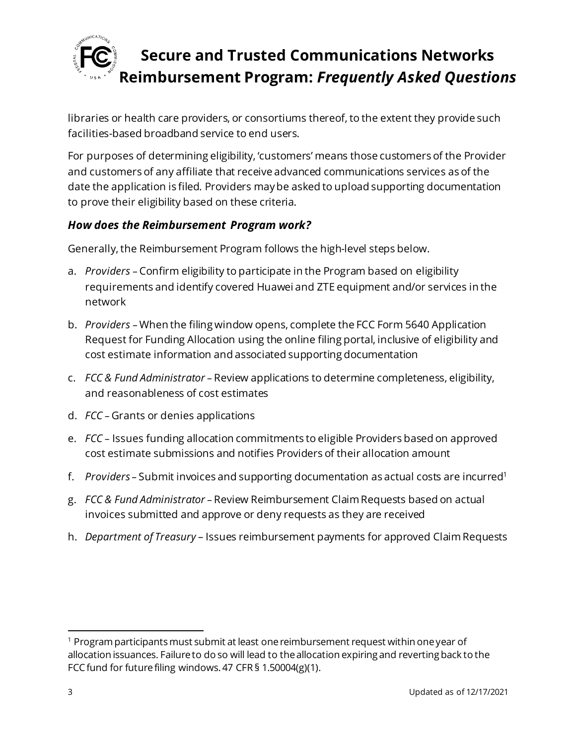libraries or health care providers, or consortiums thereof, to the extent they provide such facilities-based broadband service to end users.

For purposes of determining eligibility, 'customers' means those customers of the Provider and customers of any affiliate that receive advanced communications services as of the date the application is filed. Providers may be asked to upload supporting documentation to prove their eligibility based on these criteria.

### *How does the Reimbursement Program work?*

Generally, the Reimbursement Program follows the high-level steps below.

a. *Providers* – Confirm eligibility to participate in the Program based on eligibility requirements and identify covered Huawei and ZTE equipment and/or services in the network

b. *Providers* – When the filing window opens, complete the FCC Form 5640 Application Request for Funding Allocation using the online filing portal, inclusive of eligibility and cost estimate information and associated supporting documentation

c. *FCC & Fund Administrator* – Review applications to determine completeness, eligibility, and reasonableness of cost estimates

d. *FCC* – Grants or denies applications

e. *FCC* – Issues funding allocation commitments to eligible Providers based on approved cost estimate submissions and notifies Providers of their allocation amount

f. *Providers* – Submit invoices and supporting documentation as actual costs are incurred[1]

g. *FCC & Fund Administrator* – Review Reimbursement Claim Requests based on actual invoices submitted and approve or deny requests as they are received

h. *Department of Treasury* – Issues reimbursement payments for approved Claim Requests

---

[1] Program participants must submit at least one reimbursement request within one year of allocation issuances. Failure to do so will lead to the allocation expiring and reverting back to the FCC fund for future filing windows. 47 CFR § 1.50004(g)(1).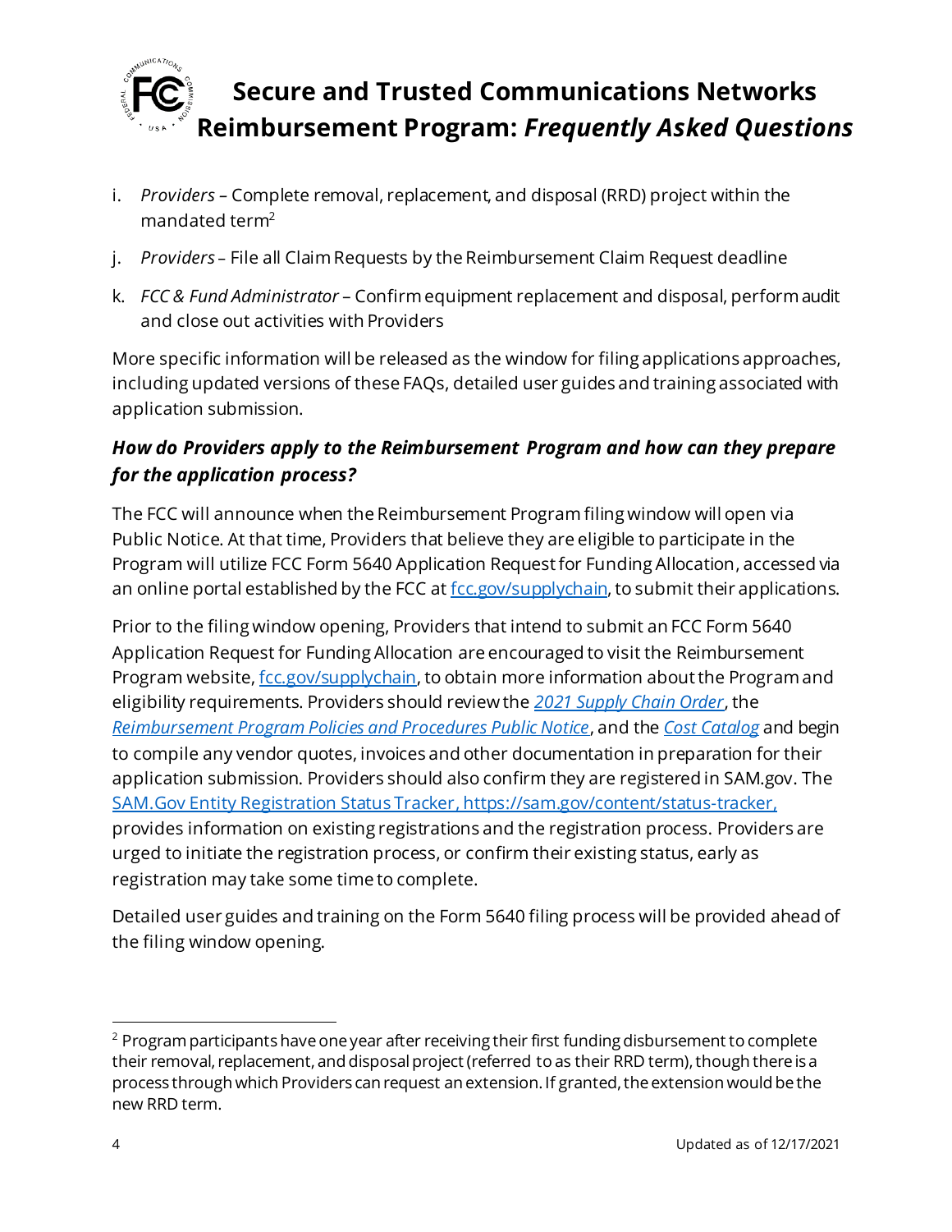i. *Providers* – Complete removal, replacement, and disposal (RRD) project within the mandated term[2]

j. *Providers* – File all Claim Requests by the Reimbursement Claim Request deadline

k. *FCC & Fund Administrator* – Confirm equipment replacement and disposal, perform audit and close out activities with Providers

More specific information will be released as the window for filing applications approaches, including updated versions of these FAQs, detailed user guides and training associated with application submission.

### *How do Providers apply to the Reimbursement Program and how can they prepare for the application process?*

The FCC will announce when the Reimbursement Program filing window will open via Public Notice. At that time, Providers that believe they are eligible to participate in the Program will utilize FCC Form 5640 Application Request for Funding Allocation, accessed via an online portal established by the FCC at fcc.gov/supplychain, to submit their applications.

Prior to the filing window opening, Providers that intend to submit an FCC Form 5640 Application Request for Funding Allocation are encouraged to visit the Reimbursement Program website, fcc.gov/supplychain, to obtain more information about the Program and eligibility requirements. Providers should review the *2021 Supply Chain Order*, the *Reimbursement Program Policies and Procedures Public Notice*, and the *Cost Catalog* and begin to compile any vendor quotes, invoices and other documentation in preparation for their application submission. Providers should also confirm they are registered in SAM.gov. The SAM.Gov Entity Registration Status Tracker, https://sam.gov/content/status-tracker, provides information on existing registrations and the registration process. Providers are urged to initiate the registration process, or confirm their existing status, early as registration may take some time to complete.

Detailed user guides and training on the Form 5640 filing process will be provided ahead of the filing window opening.

---

[2] Program participants have one year after receiving their first funding disbursement to complete their removal, replacement, and disposal project (referred to as their RRD term), though there is a process through which Providers can request an extension. If granted, the extension would be the new RRD term.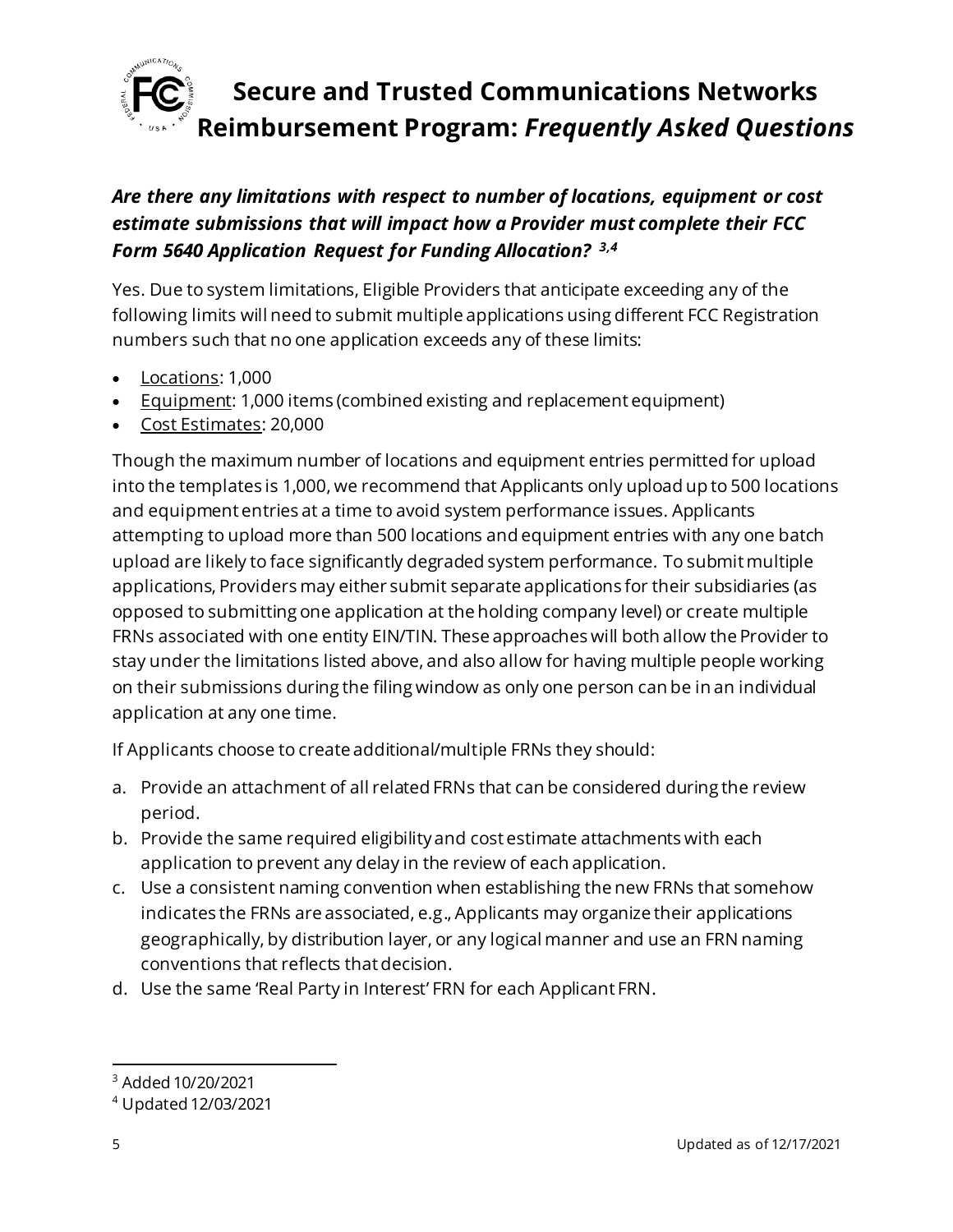***Are there any limitations with respect to number of locations, equipment or cost estimate submissions that will impact how a Provider must complete their FCC Form 5640 Application Request for Funding Allocation?*** [3,4]

Yes. Due to system limitations, Eligible Providers that anticipate exceeding any of the following limits will need to submit multiple applications using different FCC Registration numbers such that no one application exceeds any of these limits:

- Locations: 1,000
- Equipment: 1,000 items (combined existing and replacement equipment)
- Cost Estimates: 20,000

Though the maximum number of locations and equipment entries permitted for upload into the templates is 1,000, we recommend that Applicants only upload up to 500 locations and equipment entries at a time to avoid system performance issues. Applicants attempting to upload more than 500 locations and equipment entries with any one batch upload are likely to face significantly degraded system performance. To submit multiple applications, Providers may either submit separate applications for their subsidiaries (as opposed to submitting one application at the holding company level) or create multiple FRNs associated with one entity EIN/TIN. These approaches will both allow the Provider to stay under the limitations listed above, and also allow for having multiple people working on their submissions during the filing window as only one person can be in an individual application at any one time.

If Applicants choose to create additional/multiple FRNs they should:

a. Provide an attachment of all related FRNs that can be considered during the review period.
b. Provide the same required eligibility and cost estimate attachments with each application to prevent any delay in the review of each application.
c. Use a consistent naming convention when establishing the new FRNs that somehow indicates the FRNs are associated, e.g., Applicants may organize their applications geographically, by distribution layer, or any logical manner and use an FRN naming conventions that reflects that decision.
d. Use the same 'Real Party in Interest' FRN for each Applicant FRN.

---

[3] Added 10/20/2021

[4] Updated 12/03/2021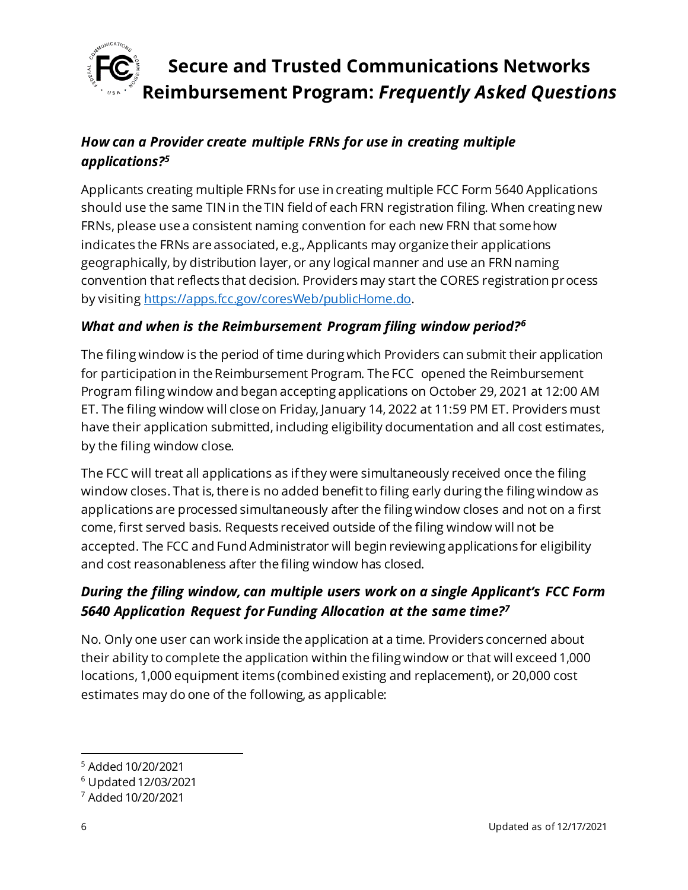### *How can a Provider create multiple FRNs for use in creating multiple applications?*[5]

Applicants creating multiple FRNs for use in creating multiple FCC Form 5640 Applications should use the same TIN in the TIN field of each FRN registration filing. When creating new FRNs, please use a consistent naming convention for each new FRN that somehow indicates the FRNs are associated, e.g., Applicants may organize their applications geographically, by distribution layer, or any logical manner and use an FRN naming convention that reflects that decision. Providers may start the CORES registration process by visiting [https://apps.fcc.gov/coresWeb/publicHome.do](https://apps.fcc.gov/coresWeb/publicHome.do).

### *What and when is the Reimbursement Program filing window period?*[6]

The filing window is the period of time during which Providers can submit their application for participation in the Reimbursement Program. The FCC opened the Reimbursement Program filing window and began accepting applications on October 29, 2021 at 12:00 AM ET. The filing window will close on Friday, January 14, 2022 at 11:59 PM ET. Providers must have their application submitted, including eligibility documentation and all cost estimates, by the filing window close.

The FCC will treat all applications as if they were simultaneously received once the filing window closes. That is, there is no added benefit to filing early during the filing window as applications are processed simultaneously after the filing window closes and not on a first come, first served basis. Requests received outside of the filing window will not be accepted. The FCC and Fund Administrator will begin reviewing applications for eligibility and cost reasonableness after the filing window has closed.

### *During the filing window, can multiple users work on a single Applicant's FCC Form 5640 Application Request for Funding Allocation at the same time?*[7]

No. Only one user can work inside the application at a time. Providers concerned about their ability to complete the application within the filing window or that will exceed 1,000 locations, 1,000 equipment items (combined existing and replacement), or 20,000 cost estimates may do one of the following, as applicable:

---

[5] Added 10/20/2021

[6] Updated 12/03/2021

[7] Added 10/20/2021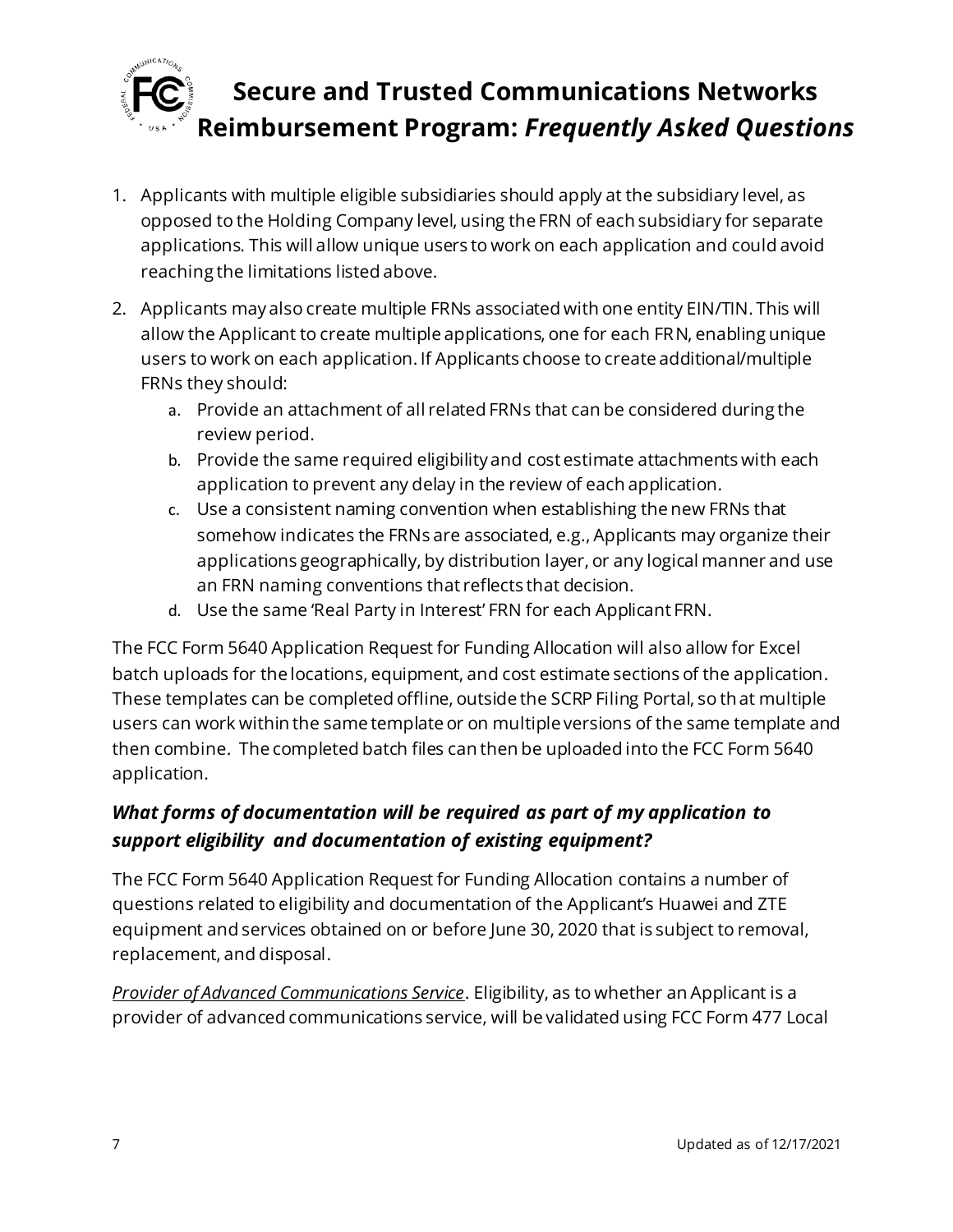1. Applicants with multiple eligible subsidiaries should apply at the subsidiary level, as opposed to the Holding Company level, using the FRN of each subsidiary for separate applications. This will allow unique users to work on each application and could avoid reaching the limitations listed above.
2. Applicants may also create multiple FRNs associated with one entity EIN/TIN. This will allow the Applicant to create multiple applications, one for each FRN, enabling unique users to work on each application. If Applicants choose to create additional/multiple FRNs they should:
   a. Provide an attachment of all related FRNs that can be considered during the review period.
   b. Provide the same required eligibility and cost estimate attachments with each application to prevent any delay in the review of each application.
   c. Use a consistent naming convention when establishing the new FRNs that somehow indicates the FRNs are associated, e.g., Applicants may organize their applications geographically, by distribution layer, or any logical manner and use an FRN naming conventions that reflects that decision.
   d. Use the same 'Real Party in Interest' FRN for each Applicant FRN.

The FCC Form 5640 Application Request for Funding Allocation will also allow for Excel batch uploads for the locations, equipment, and cost estimate sections of the application. These templates can be completed offline, outside the SCRP Filing Portal, so that multiple users can work within the same template or on multiple versions of the same template and then combine. The completed batch files can then be uploaded into the FCC Form 5640 application.

### *What forms of documentation will be required as part of my application to support eligibility and documentation of existing equipment?*

The FCC Form 5640 Application Request for Funding Allocation contains a number of questions related to eligibility and documentation of the Applicant's Huawei and ZTE equipment and services obtained on or before June 30, 2020 that is subject to removal, replacement, and disposal.

*Provider of Advanced Communications Service*. Eligibility, as to whether an Applicant is a provider of advanced communications service, will be validated using FCC Form 477 Local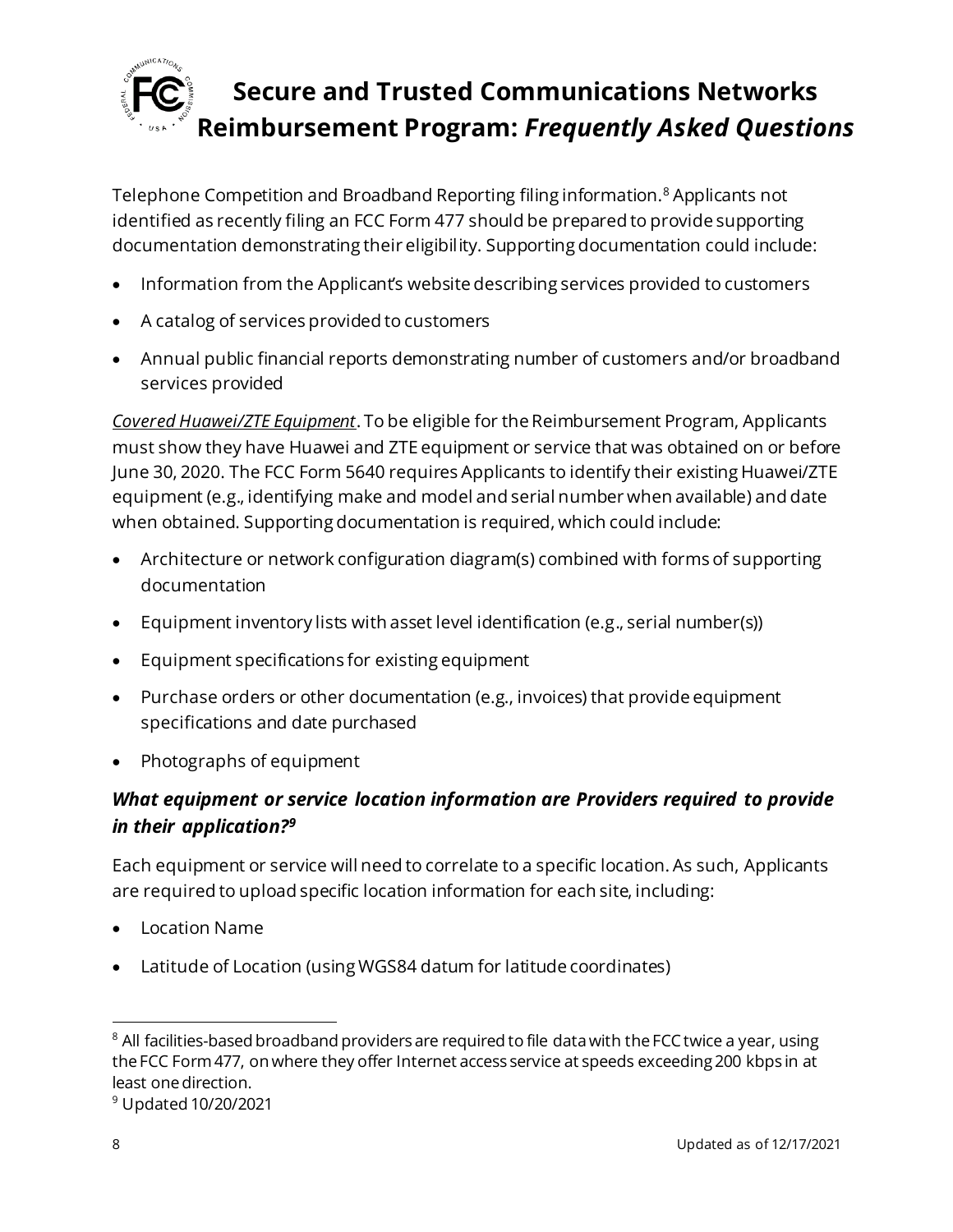Telephone Competition and Broadband Reporting filing information.[8] Applicants not identified as recently filing an FCC Form 477 should be prepared to provide supporting documentation demonstrating their eligibility. Supporting documentation could include:

- Information from the Applicant's website describing services provided to customers
- A catalog of services provided to customers
- Annual public financial reports demonstrating number of customers and/or broadband services provided

*Covered Huawei/ZTE Equipment*. To be eligible for the Reimbursement Program, Applicants must show they have Huawei and ZTE equipment or service that was obtained on or before June 30, 2020. The FCC Form 5640 requires Applicants to identify their existing Huawei/ZTE equipment (e.g., identifying make and model and serial number when available) and date when obtained. Supporting documentation is required, which could include:

- Architecture or network configuration diagram(s) combined with forms of supporting documentation
- Equipment inventory lists with asset level identification (e.g., serial number(s))
- Equipment specifications for existing equipment
- Purchase orders or other documentation (e.g., invoices) that provide equipment specifications and date purchased
- Photographs of equipment

### *What equipment or service location information are Providers required to provide in their application?*[9]

Each equipment or service will need to correlate to a specific location. As such, Applicants are required to upload specific location information for each site, including:

- Location Name
- Latitude of Location (using WGS84 datum for latitude coordinates)

---

[8] All facilities-based broadband providers are required to file data with the FCC twice a year, using the FCC Form 477, on where they offer Internet access service at speeds exceeding 200 kbps in at least one direction.

[9] Updated 10/20/2021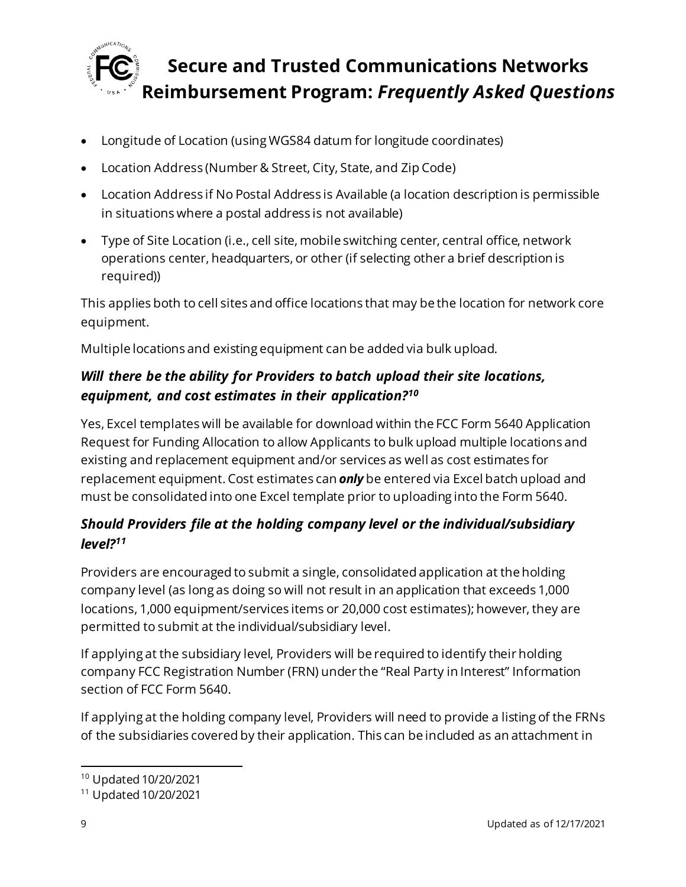- Longitude of Location (using WGS84 datum for longitude coordinates)
- Location Address (Number & Street, City, State, and Zip Code)
- Location Address if No Postal Address is Available (a location description is permissible in situations where a postal address is not available)
- Type of Site Location (i.e., cell site, mobile switching center, central office, network operations center, headquarters, or other (if selecting other a brief description is required))

This applies both to cell sites and office locations that may be the location for network core equipment.

Multiple locations and existing equipment can be added via bulk upload.

### *Will there be the ability for Providers to batch upload their site locations, equipment, and cost estimates in their application?*[10]

Yes, Excel templates will be available for download within the FCC Form 5640 Application Request for Funding Allocation to allow Applicants to bulk upload multiple locations and existing and replacement equipment and/or services as well as cost estimates for replacement equipment. Cost estimates can ***only*** be entered via Excel batch upload and must be consolidated into one Excel template prior to uploading into the Form 5640.

### *Should Providers file at the holding company level or the individual/subsidiary level?*[11]

Providers are encouraged to submit a single, consolidated application at the holding company level (as long as doing so will not result in an application that exceeds 1,000 locations, 1,000 equipment/services items or 20,000 cost estimates); however, they are permitted to submit at the individual/subsidiary level.

If applying at the subsidiary level, Providers will be required to identify their holding company FCC Registration Number (FRN) under the "Real Party in Interest" Information section of FCC Form 5640.

If applying at the holding company level, Providers will need to provide a listing of the FRNs of the subsidiaries covered by their application. This can be included as an attachment in

[10] Updated 10/20/2021

[11] Updated 10/20/2021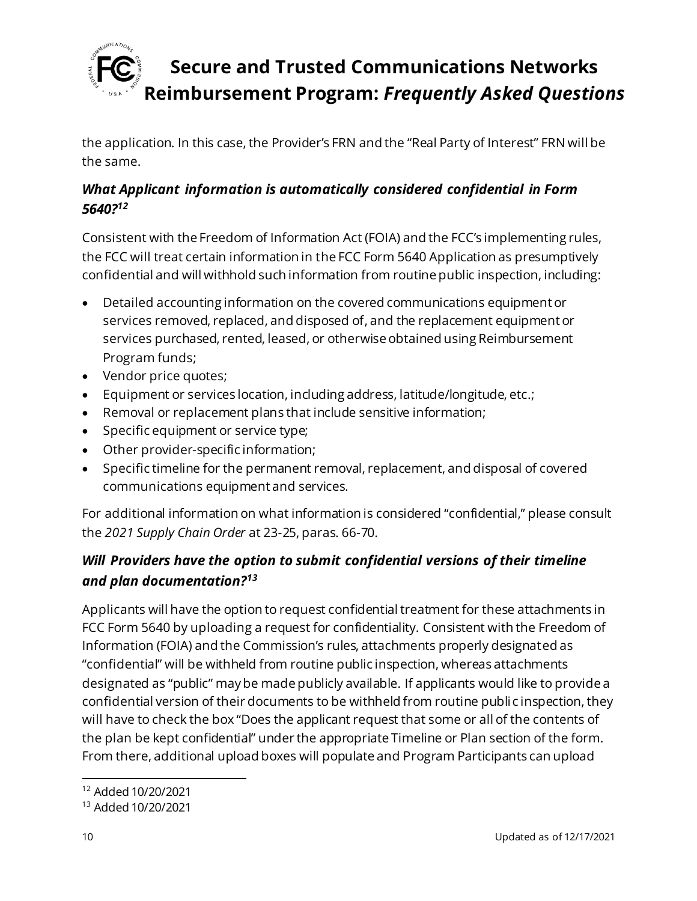the application. In this case, the Provider's FRN and the "Real Party of Interest" FRN will be the same.

### *What Applicant information is automatically considered confidential in Form 5640?*[12]

Consistent with the Freedom of Information Act (FOIA) and the FCC's implementing rules, the FCC will treat certain information in the FCC Form 5640 Application as presumptively confidential and will withhold such information from routine public inspection, including:

- Detailed accounting information on the covered communications equipment or services removed, replaced, and disposed of, and the replacement equipment or services purchased, rented, leased, or otherwise obtained using Reimbursement Program funds;
- Vendor price quotes;
- Equipment or services location, including address, latitude/longitude, etc.;
- Removal or replacement plans that include sensitive information;
- Specific equipment or service type;
- Other provider-specific information;
- Specific timeline for the permanent removal, replacement, and disposal of covered communications equipment and services.

For additional information on what information is considered "confidential," please consult the *2021 Supply Chain Order* at 23-25, paras. 66-70.

### *Will Providers have the option to submit confidential versions of their timeline and plan documentation?*[13]

Applicants will have the option to request confidential treatment for these attachments in FCC Form 5640 by uploading a request for confidentiality. Consistent with the Freedom of Information (FOIA) and the Commission's rules, attachments properly designated as "confidential" will be withheld from routine public inspection, whereas attachments designated as "public" may be made publicly available. If applicants would like to provide a confidential version of their documents to be withheld from routine public inspection, they will have to check the box "Does the applicant request that some or all of the contents of the plan be kept confidential" under the appropriate Timeline or Plan section of the form. From there, additional upload boxes will populate and Program Participants can upload

[12] Added 10/20/2021

[13] Added 10/20/2021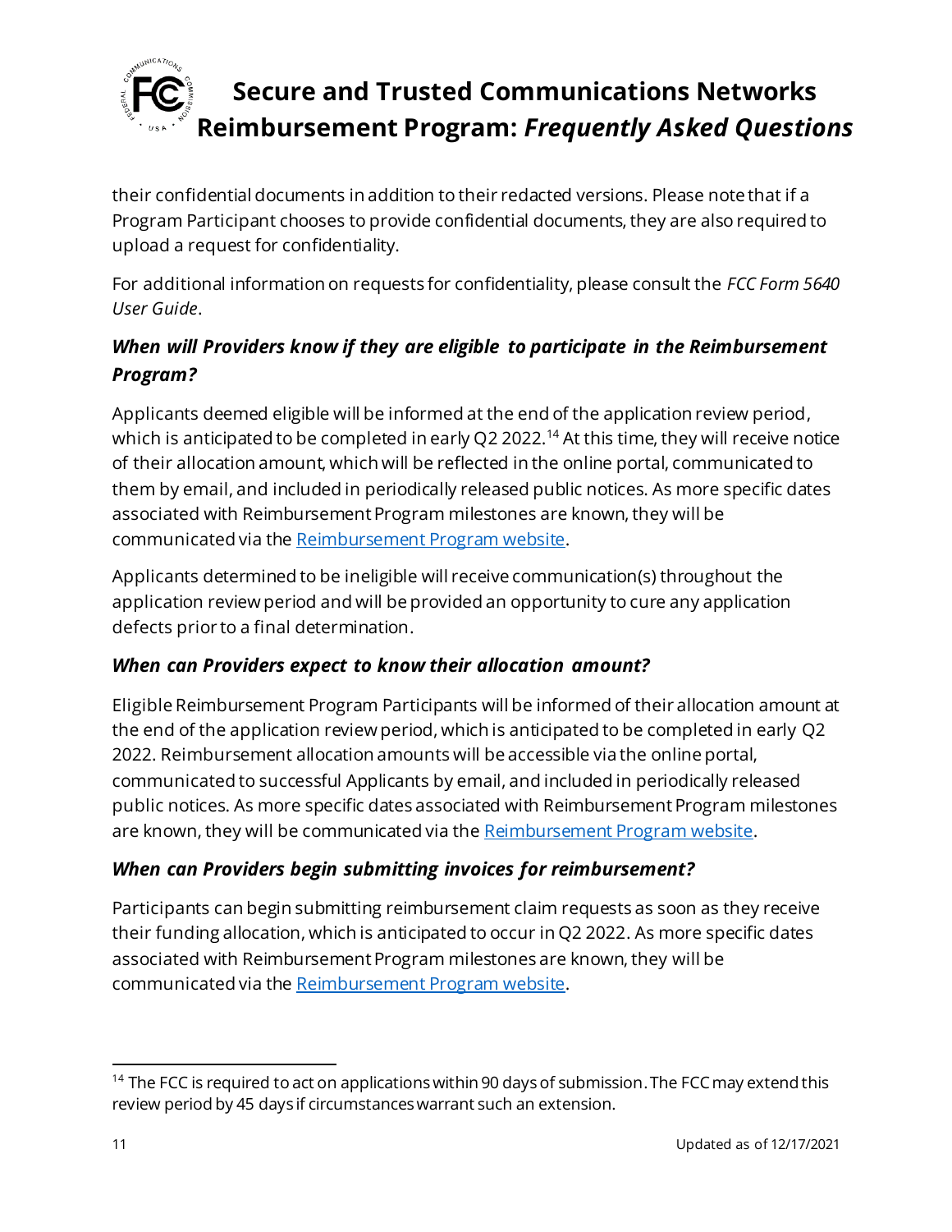their confidential documents in addition to their redacted versions. Please note that if a Program Participant chooses to provide confidential documents, they are also required to upload a request for confidentiality.

For additional information on requests for confidentiality, please consult the *FCC Form 5640 User Guide*.

### *When will Providers know if they are eligible to participate in the Reimbursement Program?*

Applicants deemed eligible will be informed at the end of the application review period, which is anticipated to be completed in early Q2 2022.[14] At this time, they will receive notice of their allocation amount, which will be reflected in the online portal, communicated to them by email, and included in periodically released public notices. As more specific dates associated with Reimbursement Program milestones are known, they will be communicated via the [Reimbursement Program website](#).

Applicants determined to be ineligible will receive communication(s) throughout the application review period and will be provided an opportunity to cure any application defects prior to a final determination.

### *When can Providers expect to know their allocation amount?*

Eligible Reimbursement Program Participants will be informed of their allocation amount at the end of the application review period, which is anticipated to be completed in early Q2 2022. Reimbursement allocation amounts will be accessible via the online portal, communicated to successful Applicants by email, and included in periodically released public notices. As more specific dates associated with Reimbursement Program milestones are known, they will be communicated via the [Reimbursement Program website](#).

### *When can Providers begin submitting invoices for reimbursement?*

Participants can begin submitting reimbursement claim requests as soon as they receive their funding allocation, which is anticipated to occur in Q2 2022. As more specific dates associated with Reimbursement Program milestones are known, they will be communicated via the [Reimbursement Program website](#).

---

[14] The FCC is required to act on applications within 90 days of submission. The FCC may extend this review period by 45 days if circumstances warrant such an extension.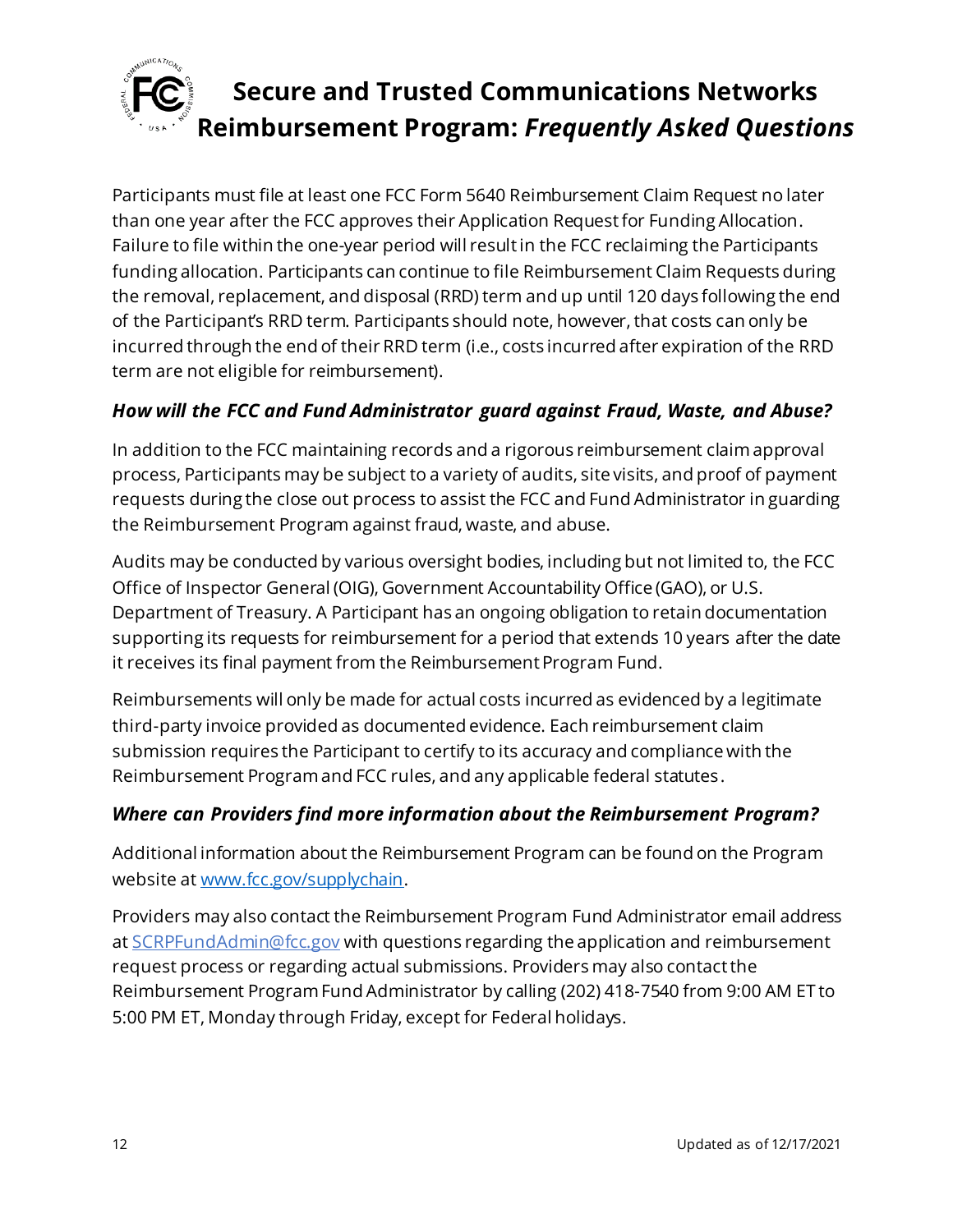Participants must file at least one FCC Form 5640 Reimbursement Claim Request no later than one year after the FCC approves their Application Request for Funding Allocation. Failure to file within the one-year period will result in the FCC reclaiming the Participants funding allocation. Participants can continue to file Reimbursement Claim Requests during the removal, replacement, and disposal (RRD) term and up until 120 days following the end of the Participant's RRD term. Participants should note, however, that costs can only be incurred through the end of their RRD term (i.e., costs incurred after expiration of the RRD term are not eligible for reimbursement).

### *How will the FCC and Fund Administrator guard against Fraud, Waste, and Abuse?*

In addition to the FCC maintaining records and a rigorous reimbursement claim approval process, Participants may be subject to a variety of audits, site visits, and proof of payment requests during the close out process to assist the FCC and Fund Administrator in guarding the Reimbursement Program against fraud, waste, and abuse.

Audits may be conducted by various oversight bodies, including but not limited to, the FCC Office of Inspector General (OIG), Government Accountability Office (GAO), or U.S. Department of Treasury. A Participant has an ongoing obligation to retain documentation supporting its requests for reimbursement for a period that extends 10 years after the date it receives its final payment from the Reimbursement Program Fund.

Reimbursements will only be made for actual costs incurred as evidenced by a legitimate third-party invoice provided as documented evidence. Each reimbursement claim submission requires the Participant to certify to its accuracy and compliance with the Reimbursement Program and FCC rules, and any applicable federal statutes.

### *Where can Providers find more information about the Reimbursement Program?*

Additional information about the Reimbursement Program can be found on the Program website at [www.fcc.gov/supplychain](http://www.fcc.gov/supplychain).

Providers may also contact the Reimbursement Program Fund Administrator email address at [SCRPFundAdmin@fcc.gov](mailto:SCRPFundAdmin@fcc.gov) with questions regarding the application and reimbursement request process or regarding actual submissions. Providers may also contact the Reimbursement Program Fund Administrator by calling (202) 418-7540 from 9:00 AM ET to 5:00 PM ET, Monday through Friday, except for Federal holidays.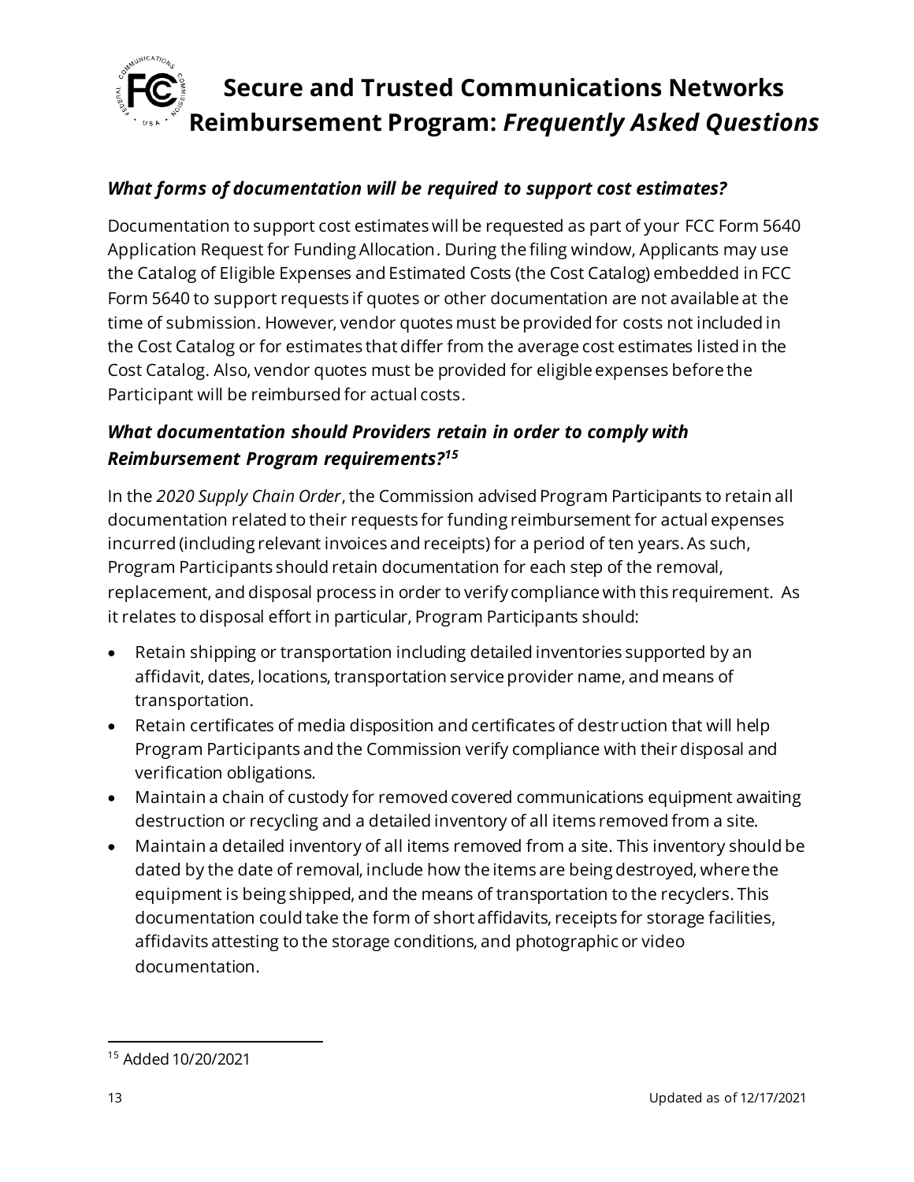### *What forms of documentation will be required to support cost estimates?*

Documentation to support cost estimates will be requested as part of your FCC Form 5640 Application Request for Funding Allocation. During the filing window, Applicants may use the Catalog of Eligible Expenses and Estimated Costs (the Cost Catalog) embedded in FCC Form 5640 to support requests if quotes or other documentation are not available at the time of submission. However, vendor quotes must be provided for costs not included in the Cost Catalog or for estimates that differ from the average cost estimates listed in the Cost Catalog. Also, vendor quotes must be provided for eligible expenses before the Participant will be reimbursed for actual costs.

### *What documentation should Providers retain in order to comply with Reimbursement Program requirements?*[15]

In the *2020 Supply Chain Order*, the Commission advised Program Participants to retain all documentation related to their requests for funding reimbursement for actual expenses incurred (including relevant invoices and receipts) for a period of ten years. As such, Program Participants should retain documentation for each step of the removal, replacement, and disposal process in order to verify compliance with this requirement. As it relates to disposal effort in particular, Program Participants should:

- Retain shipping or transportation including detailed inventories supported by an affidavit, dates, locations, transportation service provider name, and means of transportation.
- Retain certificates of media disposition and certificates of destruction that will help Program Participants and the Commission verify compliance with their disposal and verification obligations.
- Maintain a chain of custody for removed covered communications equipment awaiting destruction or recycling and a detailed inventory of all items removed from a site.
- Maintain a detailed inventory of all items removed from a site. This inventory should be dated by the date of removal, include how the items are being destroyed, where the equipment is being shipped, and the means of transportation to the recyclers. This documentation could take the form of short affidavits, receipts for storage facilities, affidavits attesting to the storage conditions, and photographic or video documentation.

---

[15] Added 10/20/2021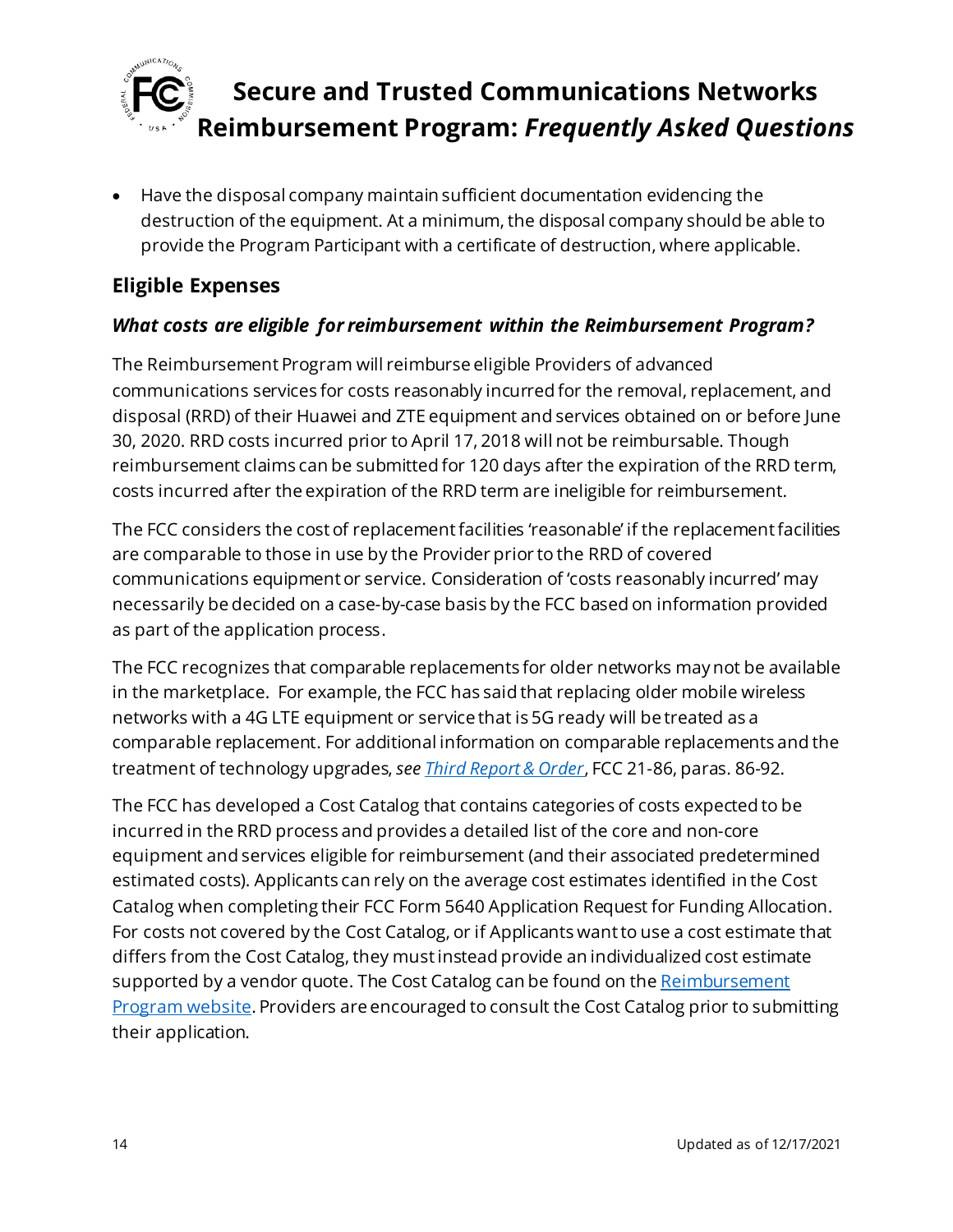- Have the disposal company maintain sufficient documentation evidencing the destruction of the equipment. At a minimum, the disposal company should be able to provide the Program Participant with a certificate of destruction, where applicable.

## Eligible Expenses

### *What costs are eligible for reimbursement within the Reimbursement Program?*

The Reimbursement Program will reimburse eligible Providers of advanced communications services for costs reasonably incurred for the removal, replacement, and disposal (RRD) of their Huawei and ZTE equipment and services obtained on or before June 30, 2020. RRD costs incurred prior to April 17, 2018 will not be reimbursable. Though reimbursement claims can be submitted for 120 days after the expiration of the RRD term, costs incurred after the expiration of the RRD term are ineligible for reimbursement.

The FCC considers the cost of replacement facilities 'reasonable' if the replacement facilities are comparable to those in use by the Provider prior to the RRD of covered communications equipment or service. Consideration of 'costs reasonably incurred' may necessarily be decided on a case-by-case basis by the FCC based on information provided as part of the application process.

The FCC recognizes that comparable replacements for older networks may not be available in the marketplace. For example, the FCC has said that replacing older mobile wireless networks with a 4G LTE equipment or service that is 5G ready will be treated as a comparable replacement. For additional information on comparable replacements and the treatment of technology upgrades, *see [Third Report & Order](#)*, FCC 21-86, paras. 86-92.

The FCC has developed a Cost Catalog that contains categories of costs expected to be incurred in the RRD process and provides a detailed list of the core and non-core equipment and services eligible for reimbursement (and their associated predetermined estimated costs). Applicants can rely on the average cost estimates identified in the Cost Catalog when completing their FCC Form 5640 Application Request for Funding Allocation. For costs not covered by the Cost Catalog, or if Applicants want to use a cost estimate that differs from the Cost Catalog, they must instead provide an individualized cost estimate supported by a vendor quote. The Cost Catalog can be found on the [Reimbursement Program website](#). Providers are encouraged to consult the Cost Catalog prior to submitting their application.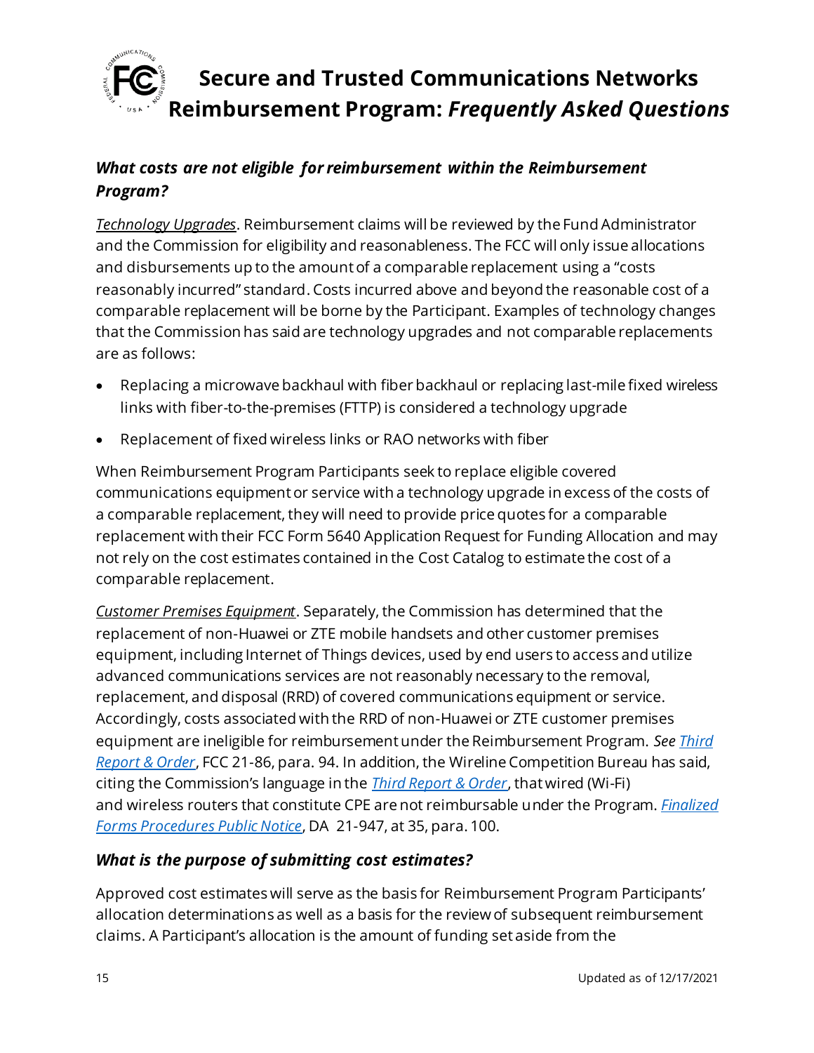### *What costs are not eligible for reimbursement within the Reimbursement Program?*

***Technology Upgrades***. Reimbursement claims will be reviewed by the Fund Administrator and the Commission for eligibility and reasonableness. The FCC will only issue allocations and disbursements up to the amount of a comparable replacement using a "costs reasonably incurred" standard. Costs incurred above and beyond the reasonable cost of a comparable replacement will be borne by the Participant. Examples of technology changes that the Commission has said are technology upgrades and not comparable replacements are as follows:

- Replacing a microwave backhaul with fiber backhaul or replacing last-mile fixed wireless links with fiber-to-the-premises (FTTP) is considered a technology upgrade
- Replacement of fixed wireless links or RAO networks with fiber

When Reimbursement Program Participants seek to replace eligible covered communications equipment or service with a technology upgrade in excess of the costs of a comparable replacement, they will need to provide price quotes for a comparable replacement with their FCC Form 5640 Application Request for Funding Allocation and may not rely on the cost estimates contained in the Cost Catalog to estimate the cost of a comparable replacement.

***Customer Premises Equipment***. Separately, the Commission has determined that the replacement of non-Huawei or ZTE mobile handsets and other customer premises equipment, including Internet of Things devices, used by end users to access and utilize advanced communications services are not reasonably necessary to the removal, replacement, and disposal (RRD) of covered communications equipment or service. Accordingly, costs associated with the RRD of non-Huawei or ZTE customer premises equipment are ineligible for reimbursement under the Reimbursement Program. *See* *Third Report & Order*, FCC 21-86, para. 94. In addition, the Wireline Competition Bureau has said, citing the Commission's language in the *Third Report & Order*, that wired (Wi-Fi) and wireless routers that constitute CPE are not reimbursable under the Program. *Finalized Forms Procedures Public Notice*, DA 21-947, at 35, para. 100.

### *What is the purpose of submitting cost estimates?*

Approved cost estimates will serve as the basis for Reimbursement Program Participants' allocation determinations as well as a basis for the review of subsequent reimbursement claims. A Participant's allocation is the amount of funding set aside from the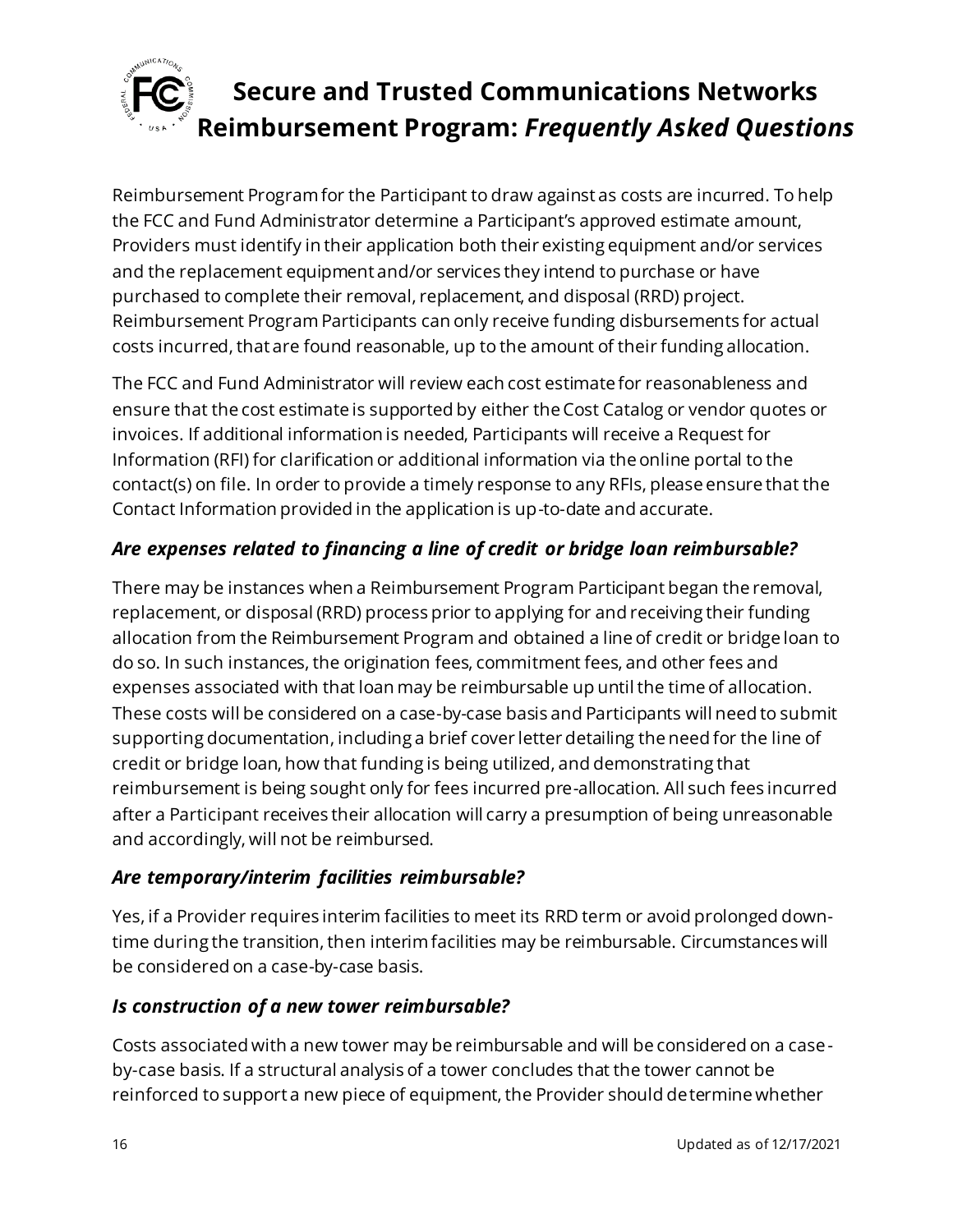Reimbursement Program for the Participant to draw against as costs are incurred. To help the FCC and Fund Administrator determine a Participant's approved estimate amount, Providers must identify in their application both their existing equipment and/or services and the replacement equipment and/or services they intend to purchase or have purchased to complete their removal, replacement, and disposal (RRD) project. Reimbursement Program Participants can only receive funding disbursements for actual costs incurred, that are found reasonable, up to the amount of their funding allocation.

The FCC and Fund Administrator will review each cost estimate for reasonableness and ensure that the cost estimate is supported by either the Cost Catalog or vendor quotes or invoices. If additional information is needed, Participants will receive a Request for Information (RFI) for clarification or additional information via the online portal to the contact(s) on file. In order to provide a timely response to any RFIs, please ensure that the Contact Information provided in the application is up-to-date and accurate.

### *Are expenses related to financing a line of credit or bridge loan reimbursable?*

There may be instances when a Reimbursement Program Participant began the removal, replacement, or disposal (RRD) process prior to applying for and receiving their funding allocation from the Reimbursement Program and obtained a line of credit or bridge loan to do so. In such instances, the origination fees, commitment fees, and other fees and expenses associated with that loan may be reimbursable up until the time of allocation. These costs will be considered on a case-by-case basis and Participants will need to submit supporting documentation, including a brief cover letter detailing the need for the line of credit or bridge loan, how that funding is being utilized, and demonstrating that reimbursement is being sought only for fees incurred pre-allocation. All such fees incurred after a Participant receives their allocation will carry a presumption of being unreasonable and accordingly, will not be reimbursed.

### *Are temporary/interim facilities reimbursable?*

Yes, if a Provider requires interim facilities to meet its RRD term or avoid prolonged down-time during the transition, then interim facilities may be reimbursable. Circumstances will be considered on a case-by-case basis.

### *Is construction of a new tower reimbursable?*

Costs associated with a new tower may be reimbursable and will be considered on a case-by-case basis. If a structural analysis of a tower concludes that the tower cannot be reinforced to support a new piece of equipment, the Provider should determine whether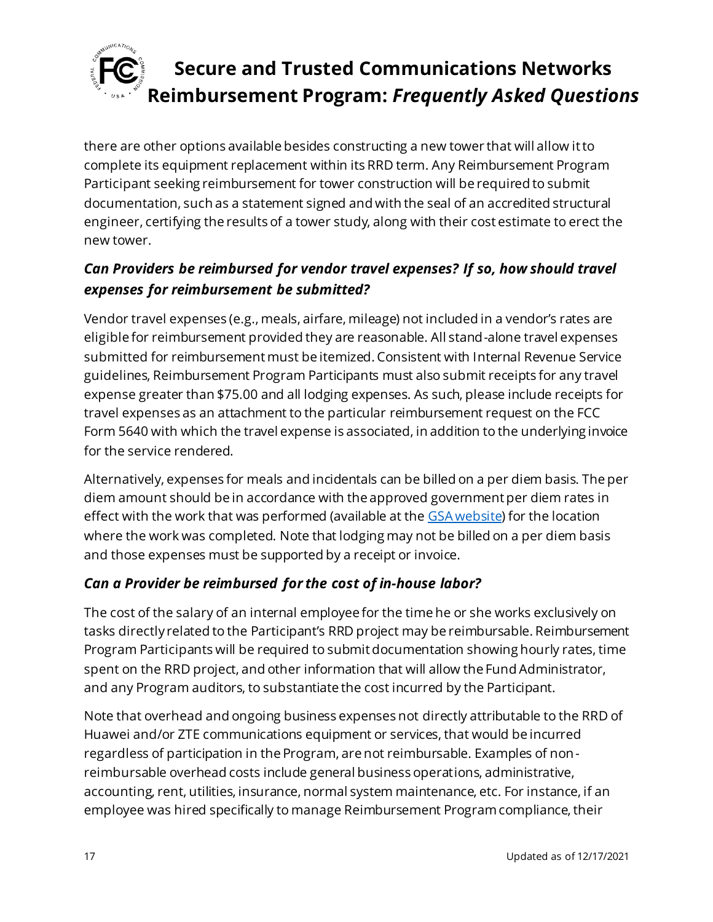there are other options available besides constructing a new tower that will allow it to complete its equipment replacement within its RRD term. Any Reimbursement Program Participant seeking reimbursement for tower construction will be required to submit documentation, such as a statement signed and with the seal of an accredited structural engineer, certifying the results of a tower study, along with their cost estimate to erect the new tower.

### *Can Providers be reimbursed for vendor travel expenses? If so, how should travel expenses for reimbursement be submitted?*

Vendor travel expenses (e.g., meals, airfare, mileage) not included in a vendor's rates are eligible for reimbursement provided they are reasonable. All stand-alone travel expenses submitted for reimbursement must be itemized. Consistent with Internal Revenue Service guidelines, Reimbursement Program Participants must also submit receipts for any travel expense greater than $75.00 and all lodging expenses. As such, please include receipts for travel expenses as an attachment to the particular reimbursement request on the FCC Form 5640 with which the travel expense is associated, in addition to the underlying invoice for the service rendered.

Alternatively, expenses for meals and incidentals can be billed on a per diem basis. The per diem amount should be in accordance with the approved government per diem rates in effect with the work that was performed (available at the GSA website) for the location where the work was completed. Note that lodging may not be billed on a per diem basis and those expenses must be supported by a receipt or invoice.

### *Can a Provider be reimbursed for the cost of in-house labor?*

The cost of the salary of an internal employee for the time he or she works exclusively on tasks directly related to the Participant's RRD project may be reimbursable. Reimbursement Program Participants will be required to submit documentation showing hourly rates, time spent on the RRD project, and other information that will allow the Fund Administrator, and any Program auditors, to substantiate the cost incurred by the Participant.

Note that overhead and ongoing business expenses not directly attributable to the RRD of Huawei and/or ZTE communications equipment or services, that would be incurred regardless of participation in the Program, are not reimbursable. Examples of non-reimbursable overhead costs include general business operations, administrative, accounting, rent, utilities, insurance, normal system maintenance, etc. For instance, if an employee was hired specifically to manage Reimbursement Program compliance, their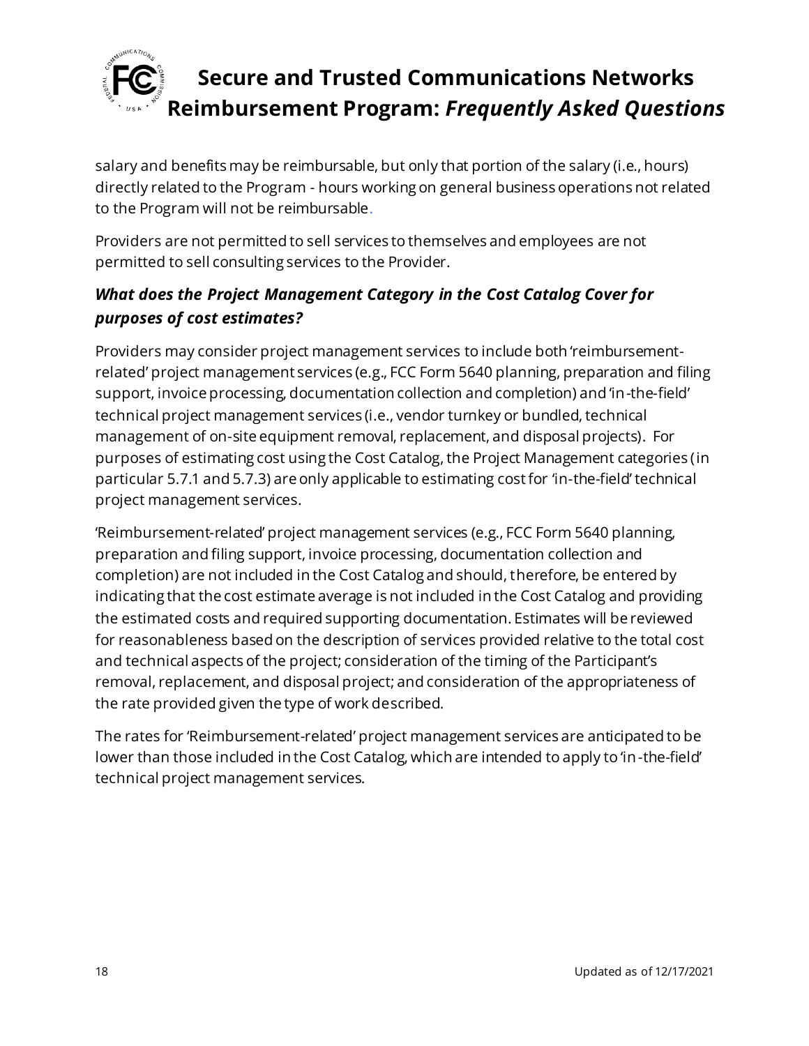salary and benefits may be reimbursable, but only that portion of the salary (i.e., hours) directly related to the Program - hours working on general business operations not related to the Program will not be reimbursable.

Providers are not permitted to sell services to themselves and employees are not permitted to sell consulting services to the Provider.

### *What does the Project Management Category in the Cost Catalog Cover for purposes of cost estimates?*

Providers may consider project management services to include both 'reimbursement-related' project management services (e.g., FCC Form 5640 planning, preparation and filing support, invoice processing, documentation collection and completion) and 'in-the-field' technical project management services (i.e., vendor turnkey or bundled, technical management of on-site equipment removal, replacement, and disposal projects). For purposes of estimating cost using the Cost Catalog, the Project Management categories (in particular 5.7.1 and 5.7.3) are only applicable to estimating cost for 'in-the-field' technical project management services.

'Reimbursement-related' project management services (e.g., FCC Form 5640 planning, preparation and filing support, invoice processing, documentation collection and completion) are not included in the Cost Catalog and should, therefore, be entered by indicating that the cost estimate average is not included in the Cost Catalog and providing the estimated costs and required supporting documentation. Estimates will be reviewed for reasonableness based on the description of services provided relative to the total cost and technical aspects of the project; consideration of the timing of the Participant's removal, replacement, and disposal project; and consideration of the appropriateness of the rate provided given the type of work described.

The rates for 'Reimbursement-related' project management services are anticipated to be lower than those included in the Cost Catalog, which are intended to apply to 'in-the-field' technical project management services.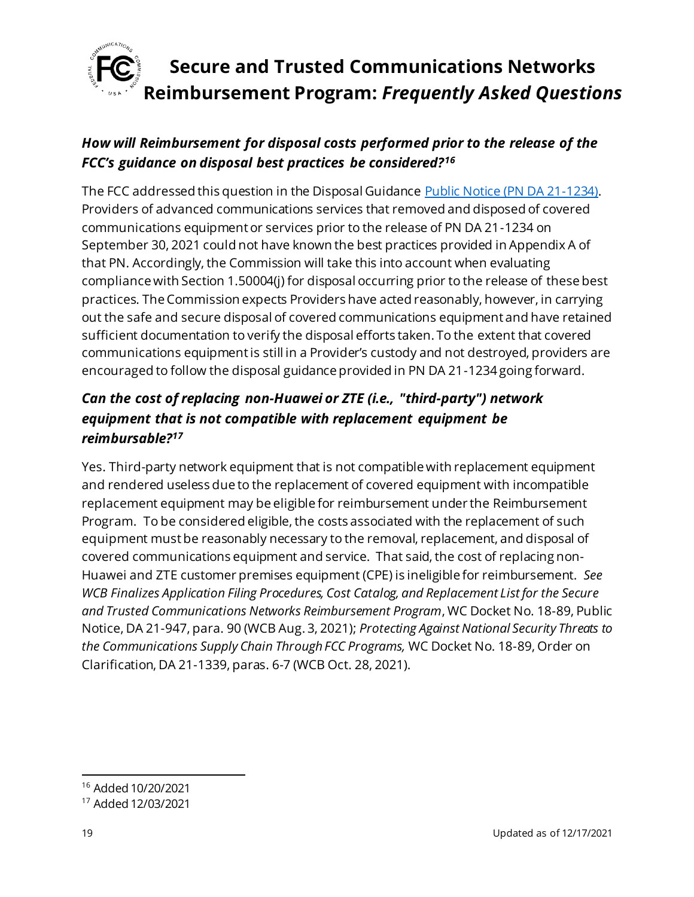### *How will Reimbursement for disposal costs performed prior to the release of the FCC's guidance on disposal best practices be considered?*[16]

The FCC addressed this question in the Disposal Guidance [Public Notice (PN DA 21-1234)](). Providers of advanced communications services that removed and disposed of covered communications equipment or services prior to the release of PN DA 21-1234 on September 30, 2021 could not have known the best practices provided in Appendix A of that PN. Accordingly, the Commission will take this into account when evaluating compliance with Section 1.50004(j) for disposal occurring prior to the release of these best practices. The Commission expects Providers have acted reasonably, however, in carrying out the safe and secure disposal of covered communications equipment and have retained sufficient documentation to verify the disposal efforts taken. To the extent that covered communications equipment is still in a Provider's custody and not destroyed, providers are encouraged to follow the disposal guidance provided in PN DA 21-1234 going forward.

### *Can the cost of replacing non-Huawei or ZTE (i.e., "third-party") network equipment that is not compatible with replacement equipment be reimbursable?*[17]

Yes. Third-party network equipment that is not compatible with replacement equipment and rendered useless due to the replacement of covered equipment with incompatible replacement equipment may be eligible for reimbursement under the Reimbursement Program. To be considered eligible, the costs associated with the replacement of such equipment must be reasonably necessary to the removal, replacement, and disposal of covered communications equipment and service. That said, the cost of replacing non-Huawei and ZTE customer premises equipment (CPE) is ineligible for reimbursement. *See WCB Finalizes Application Filing Procedures, Cost Catalog, and Replacement List for the Secure and Trusted Communications Networks Reimbursement Program*, WC Docket No. 18-89, Public Notice, DA 21-947, para. 90 (WCB Aug. 3, 2021); *Protecting Against National Security Threats to the Communications Supply Chain Through FCC Programs,* WC Docket No. 18-89, Order on Clarification, DA 21-1339, paras. 6-7 (WCB Oct. 28, 2021).

---

[16] Added 10/20/2021

[17] Added 12/03/2021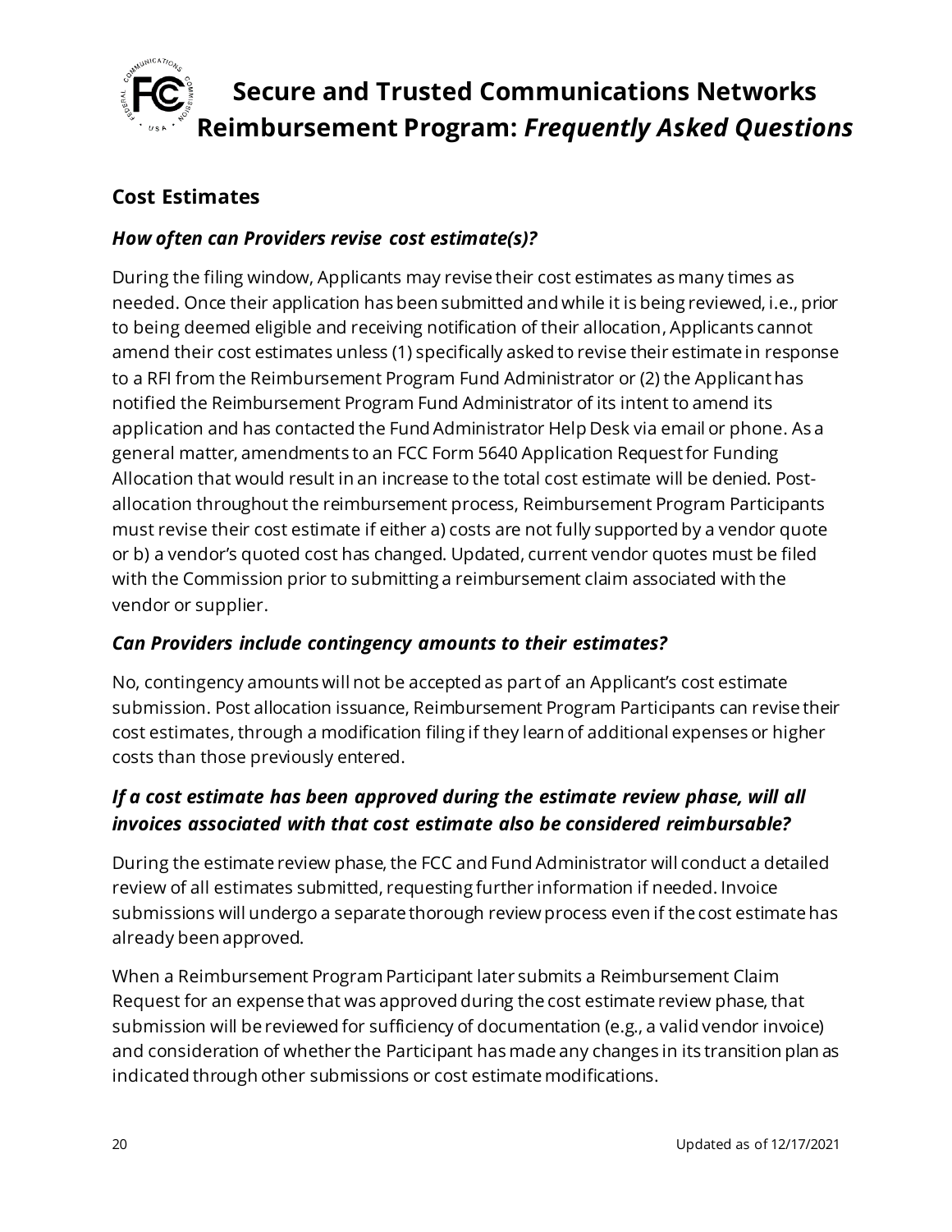## Cost Estimates

### *How often can Providers revise cost estimate(s)?*

During the filing window, Applicants may revise their cost estimates as many times as needed. Once their application has been submitted and while it is being reviewed, i.e., prior to being deemed eligible and receiving notification of their allocation, Applicants cannot amend their cost estimates unless (1) specifically asked to revise their estimate in response to a RFI from the Reimbursement Program Fund Administrator or (2) the Applicant has notified the Reimbursement Program Fund Administrator of its intent to amend its application and has contacted the Fund Administrator Help Desk via email or phone. As a general matter, amendments to an FCC Form 5640 Application Request for Funding Allocation that would result in an increase to the total cost estimate will be denied. Post-allocation throughout the reimbursement process, Reimbursement Program Participants must revise their cost estimate if either a) costs are not fully supported by a vendor quote or b) a vendor's quoted cost has changed. Updated, current vendor quotes must be filed with the Commission prior to submitting a reimbursement claim associated with the vendor or supplier.

### *Can Providers include contingency amounts to their estimates?*

No, contingency amounts will not be accepted as part of an Applicant's cost estimate submission. Post allocation issuance, Reimbursement Program Participants can revise their cost estimates, through a modification filing if they learn of additional expenses or higher costs than those previously entered.

### *If a cost estimate has been approved during the estimate review phase, will all invoices associated with that cost estimate also be considered reimbursable?*

During the estimate review phase, the FCC and Fund Administrator will conduct a detailed review of all estimates submitted, requesting further information if needed. Invoice submissions will undergo a separate thorough review process even if the cost estimate has already been approved.

When a Reimbursement Program Participant later submits a Reimbursement Claim Request for an expense that was approved during the cost estimate review phase, that submission will be reviewed for sufficiency of documentation (e.g., a valid vendor invoice) and consideration of whether the Participant has made any changes in its transition plan as indicated through other submissions or cost estimate modifications.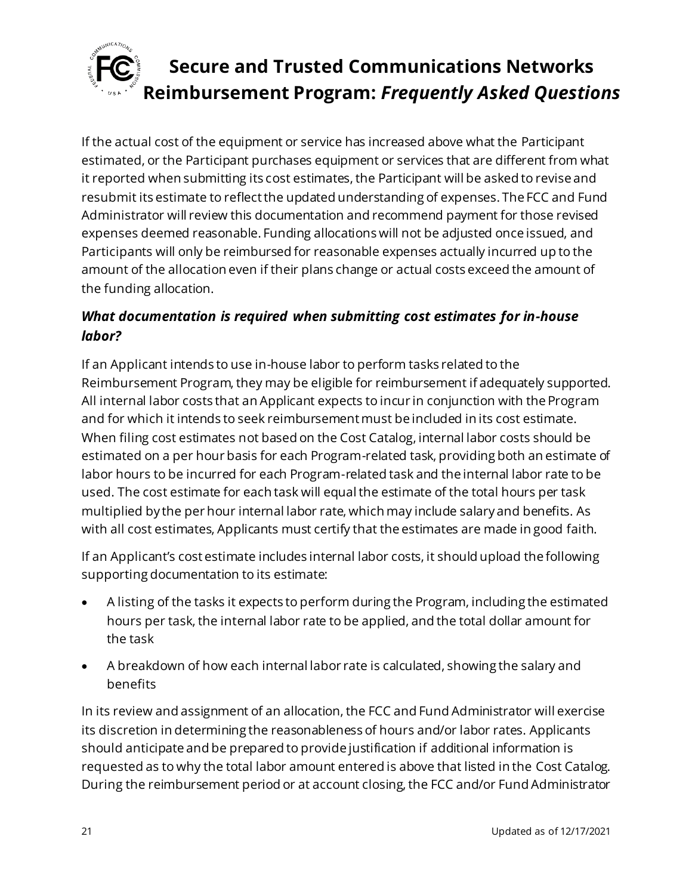If the actual cost of the equipment or service has increased above what the Participant estimated, or the Participant purchases equipment or services that are different from what it reported when submitting its cost estimates, the Participant will be asked to revise and resubmit its estimate to reflect the updated understanding of expenses. The FCC and Fund Administrator will review this documentation and recommend payment for those revised expenses deemed reasonable. Funding allocations will not be adjusted once issued, and Participants will only be reimbursed for reasonable expenses actually incurred up to the amount of the allocation even if their plans change or actual costs exceed the amount of the funding allocation.

### *What documentation is required when submitting cost estimates for in-house labor?*

If an Applicant intends to use in-house labor to perform tasks related to the Reimbursement Program, they may be eligible for reimbursement if adequately supported. All internal labor costs that an Applicant expects to incur in conjunction with the Program and for which it intends to seek reimbursement must be included in its cost estimate. When filing cost estimates not based on the Cost Catalog, internal labor costs should be estimated on a per hour basis for each Program-related task, providing both an estimate of labor hours to be incurred for each Program-related task and the internal labor rate to be used. The cost estimate for each task will equal the estimate of the total hours per task multiplied by the per hour internal labor rate, which may include salary and benefits. As with all cost estimates, Applicants must certify that the estimates are made in good faith.

If an Applicant's cost estimate includes internal labor costs, it should upload the following supporting documentation to its estimate:

- A listing of the tasks it expects to perform during the Program, including the estimated hours per task, the internal labor rate to be applied, and the total dollar amount for the task
- A breakdown of how each internal labor rate is calculated, showing the salary and benefits

In its review and assignment of an allocation, the FCC and Fund Administrator will exercise its discretion in determining the reasonableness of hours and/or labor rates. Applicants should anticipate and be prepared to provide justification if additional information is requested as to why the total labor amount entered is above that listed in the Cost Catalog. During the reimbursement period or at account closing, the FCC and/or Fund Administrator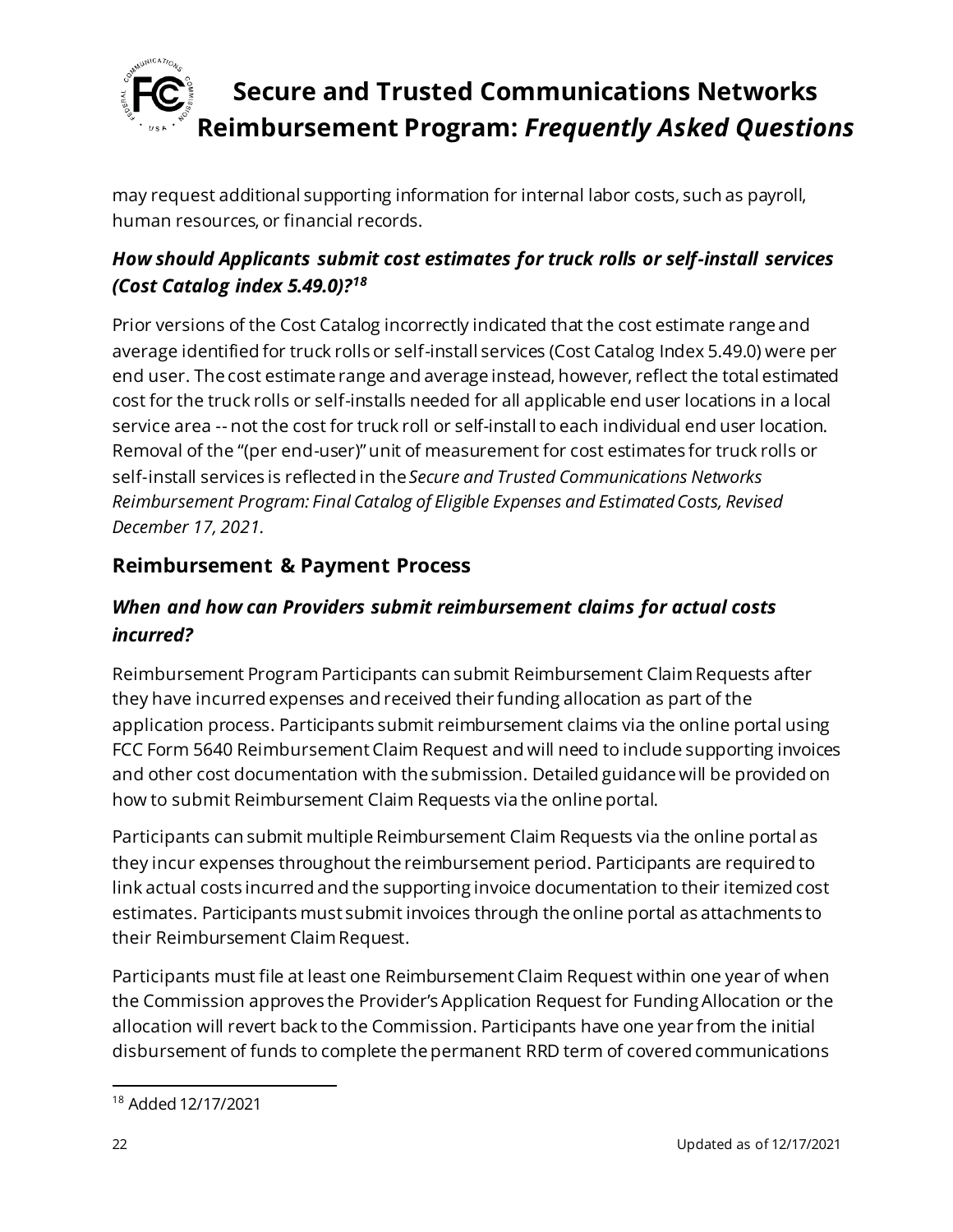may request additional supporting information for internal labor costs, such as payroll, human resources, or financial records.

### *How should Applicants submit cost estimates for truck rolls or self-install services (Cost Catalog index 5.49.0)?*[18]

Prior versions of the Cost Catalog incorrectly indicated that the cost estimate range and average identified for truck rolls or self-install services (Cost Catalog Index 5.49.0) were per end user. The cost estimate range and average instead, however, reflect the total estimated cost for the truck rolls or self-installs needed for all applicable end user locations in a local service area -- not the cost for truck roll or self-install to each individual end user location. Removal of the "(per end-user)" unit of measurement for cost estimates for truck rolls or self-install services is reflected in the *Secure and Trusted Communications Networks Reimbursement Program: Final Catalog of Eligible Expenses and Estimated Costs, Revised December 17, 2021.*

## Reimbursement & Payment Process

### *When and how can Providers submit reimbursement claims for actual costs incurred?*

Reimbursement Program Participants can submit Reimbursement Claim Requests after they have incurred expenses and received their funding allocation as part of the application process. Participants submit reimbursement claims via the online portal using FCC Form 5640 Reimbursement Claim Request and will need to include supporting invoices and other cost documentation with the submission. Detailed guidance will be provided on how to submit Reimbursement Claim Requests via the online portal.

Participants can submit multiple Reimbursement Claim Requests via the online portal as they incur expenses throughout the reimbursement period. Participants are required to link actual costs incurred and the supporting invoice documentation to their itemized cost estimates. Participants must submit invoices through the online portal as attachments to their Reimbursement Claim Request.

Participants must file at least one Reimbursement Claim Request within one year of when the Commission approves the Provider's Application Request for Funding Allocation or the allocation will revert back to the Commission. Participants have one year from the initial disbursement of funds to complete the permanent RRD term of covered communications

---

[18] Added 12/17/2021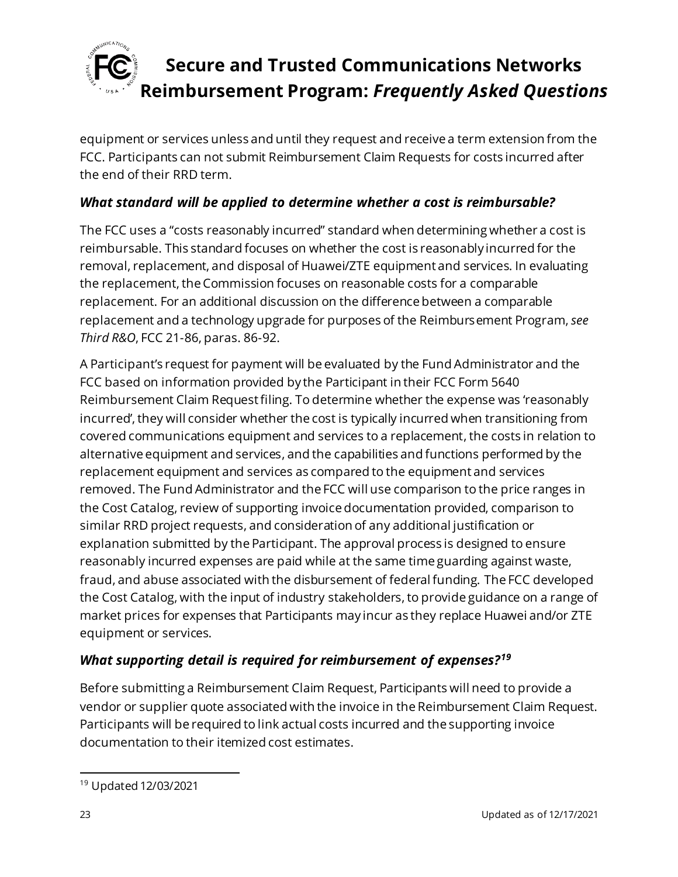equipment or services unless and until they request and receive a term extension from the FCC. Participants can not submit Reimbursement Claim Requests for costs incurred after the end of their RRD term.

### *What standard will be applied to determine whether a cost is reimbursable?*

The FCC uses a "costs reasonably incurred" standard when determining whether a cost is reimbursable. This standard focuses on whether the cost is reasonably incurred for the removal, replacement, and disposal of Huawei/ZTE equipment and services. In evaluating the replacement, the Commission focuses on reasonable costs for a comparable replacement. For an additional discussion on the difference between a comparable replacement and a technology upgrade for purposes of the Reimbursement Program, *see Third R&O*, FCC 21-86, paras. 86-92.

A Participant's request for payment will be evaluated by the Fund Administrator and the FCC based on information provided by the Participant in their FCC Form 5640 Reimbursement Claim Request filing. To determine whether the expense was 'reasonably incurred', they will consider whether the cost is typically incurred when transitioning from covered communications equipment and services to a replacement, the costs in relation to alternative equipment and services, and the capabilities and functions performed by the replacement equipment and services as compared to the equipment and services removed. The Fund Administrator and the FCC will use comparison to the price ranges in the Cost Catalog, review of supporting invoice documentation provided, comparison to similar RRD project requests, and consideration of any additional justification or explanation submitted by the Participant. The approval process is designed to ensure reasonably incurred expenses are paid while at the same time guarding against waste, fraud, and abuse associated with the disbursement of federal funding. The FCC developed the Cost Catalog, with the input of industry stakeholders, to provide guidance on a range of market prices for expenses that Participants may incur as they replace Huawei and/or ZTE equipment or services.

### *What supporting detail is required for reimbursement of expenses?*[19]

Before submitting a Reimbursement Claim Request, Participants will need to provide a vendor or supplier quote associated with the invoice in the Reimbursement Claim Request. Participants will be required to link actual costs incurred and the supporting invoice documentation to their itemized cost estimates.

[19] Updated 12/03/2021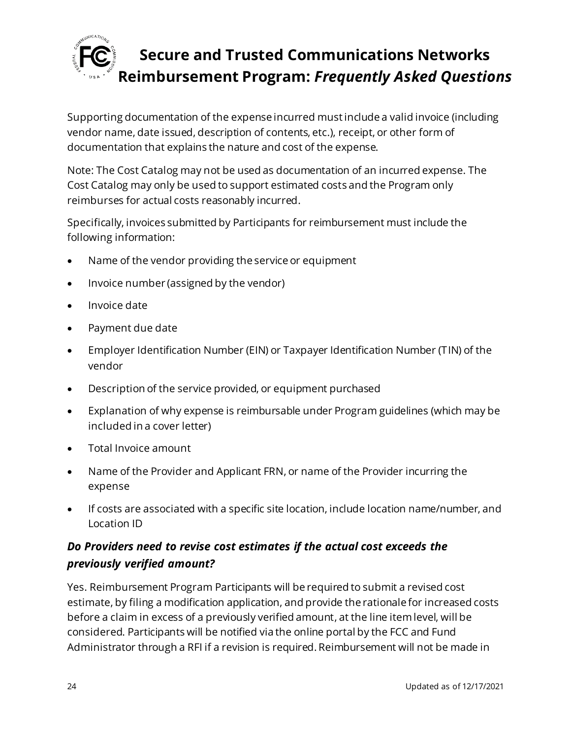Supporting documentation of the expense incurred must include a valid invoice (including vendor name, date issued, description of contents, etc.), receipt, or other form of documentation that explains the nature and cost of the expense.

Note: The Cost Catalog may not be used as documentation of an incurred expense. The Cost Catalog may only be used to support estimated costs and the Program only reimburses for actual costs reasonably incurred.

Specifically, invoices submitted by Participants for reimbursement must include the following information:

- Name of the vendor providing the service or equipment
- Invoice number (assigned by the vendor)
- Invoice date
- Payment due date
- Employer Identification Number (EIN) or Taxpayer Identification Number (TIN) of the vendor
- Description of the service provided, or equipment purchased
- Explanation of why expense is reimbursable under Program guidelines (which may be included in a cover letter)
- Total Invoice amount
- Name of the Provider and Applicant FRN, or name of the Provider incurring the expense
- If costs are associated with a specific site location, include location name/number, and Location ID

### *Do Providers need to revise cost estimates if the actual cost exceeds the previously verified amount?*

Yes. Reimbursement Program Participants will be required to submit a revised cost estimate, by filing a modification application, and provide the rationale for increased costs before a claim in excess of a previously verified amount, at the line item level, will be considered. Participants will be notified via the online portal by the FCC and Fund Administrator through a RFI if a revision is required. Reimbursement will not be made in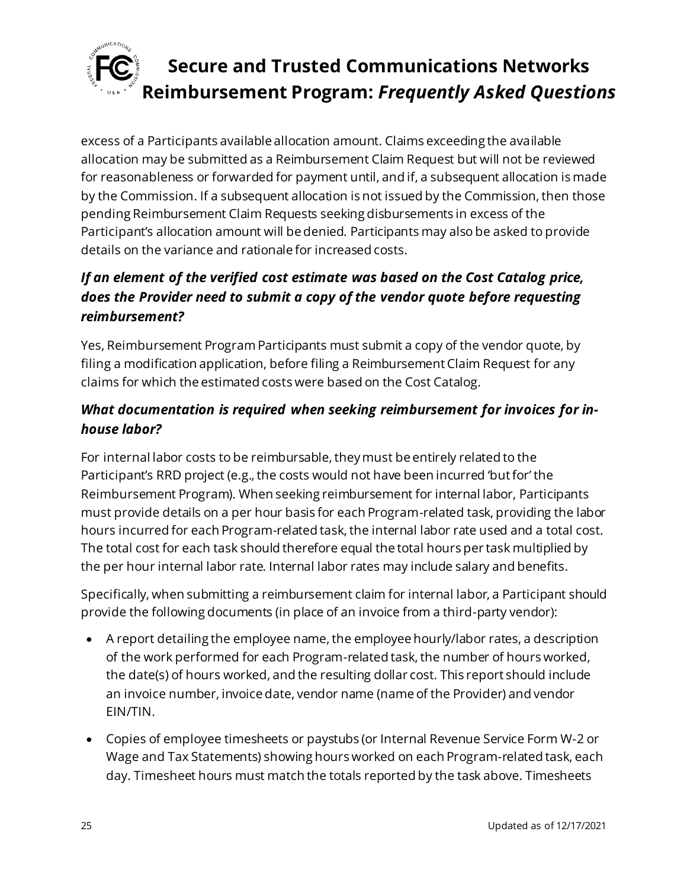excess of a Participants available allocation amount. Claims exceeding the available allocation may be submitted as a Reimbursement Claim Request but will not be reviewed for reasonableness or forwarded for payment until, and if, a subsequent allocation is made by the Commission. If a subsequent allocation is not issued by the Commission, then those pending Reimbursement Claim Requests seeking disbursements in excess of the Participant's allocation amount will be denied. Participants may also be asked to provide details on the variance and rationale for increased costs.

### *If an element of the verified cost estimate was based on the Cost Catalog price, does the Provider need to submit a copy of the vendor quote before requesting reimbursement?*

Yes, Reimbursement Program Participants must submit a copy of the vendor quote, by filing a modification application, before filing a Reimbursement Claim Request for any claims for which the estimated costs were based on the Cost Catalog.

### *What documentation is required when seeking reimbursement for invoices for in-house labor?*

For internal labor costs to be reimbursable, they must be entirely related to the Participant's RRD project (e.g., the costs would not have been incurred 'but for' the Reimbursement Program). When seeking reimbursement for internal labor, Participants must provide details on a per hour basis for each Program-related task, providing the labor hours incurred for each Program-related task, the internal labor rate used and a total cost. The total cost for each task should therefore equal the total hours per task multiplied by the per hour internal labor rate. Internal labor rates may include salary and benefits.

Specifically, when submitting a reimbursement claim for internal labor, a Participant should provide the following documents (in place of an invoice from a third-party vendor):

- A report detailing the employee name, the employee hourly/labor rates, a description of the work performed for each Program-related task, the number of hours worked, the date(s) of hours worked, and the resulting dollar cost. This report should include an invoice number, invoice date, vendor name (name of the Provider) and vendor EIN/TIN.
- Copies of employee timesheets or paystubs (or Internal Revenue Service Form W-2 or Wage and Tax Statements) showing hours worked on each Program-related task, each day. Timesheet hours must match the totals reported by the task above. Timesheets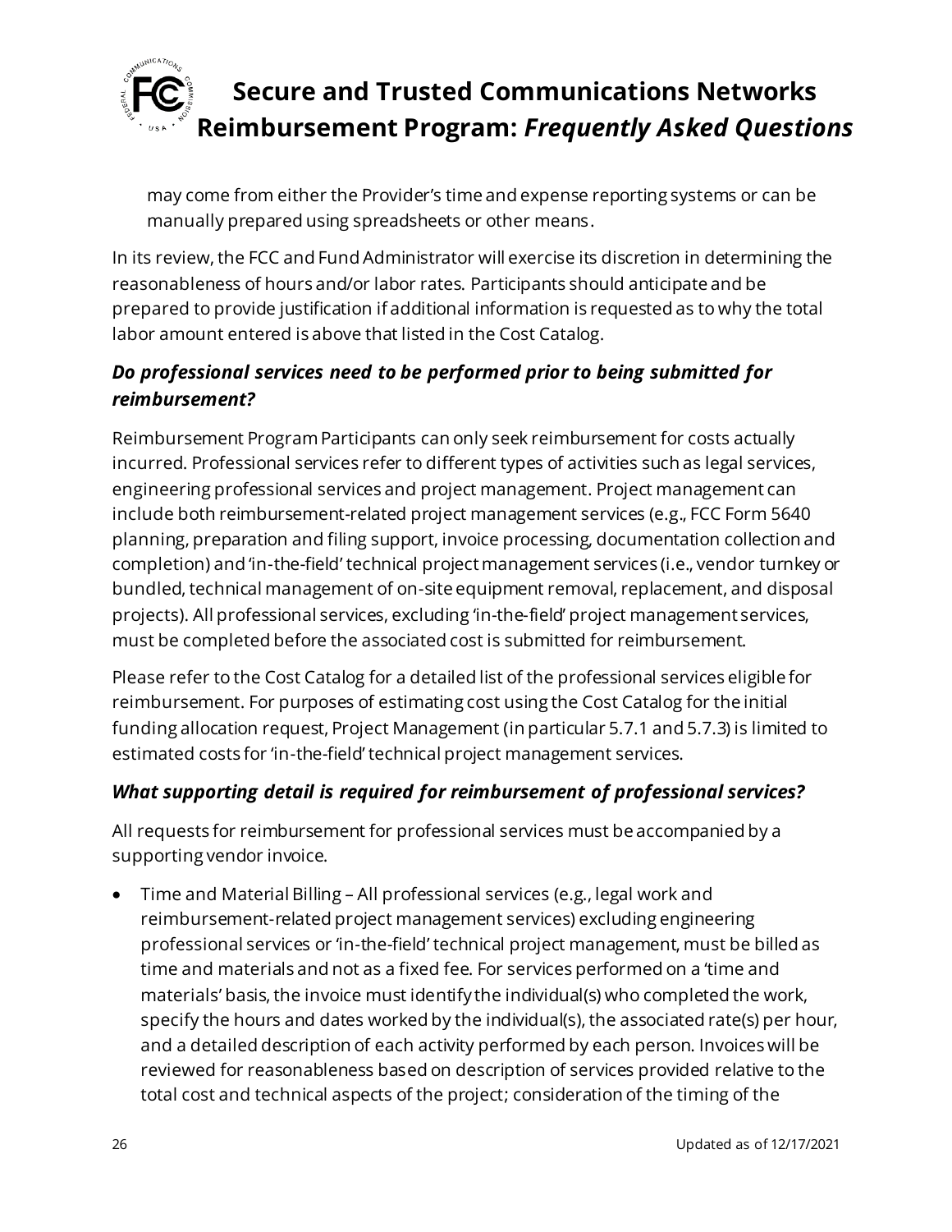may come from either the Provider's time and expense reporting systems or can be manually prepared using spreadsheets or other means.

In its review, the FCC and Fund Administrator will exercise its discretion in determining the reasonableness of hours and/or labor rates. Participants should anticipate and be prepared to provide justification if additional information is requested as to why the total labor amount entered is above that listed in the Cost Catalog.

### *Do professional services need to be performed prior to being submitted for reimbursement?*

Reimbursement Program Participants can only seek reimbursement for costs actually incurred. Professional services refer to different types of activities such as legal services, engineering professional services and project management. Project management can include both reimbursement-related project management services (e.g., FCC Form 5640 planning, preparation and filing support, invoice processing, documentation collection and completion) and 'in-the-field' technical project management services (i.e., vendor turnkey or bundled, technical management of on-site equipment removal, replacement, and disposal projects). All professional services, excluding 'in-the-field' project management services, must be completed before the associated cost is submitted for reimbursement.

Please refer to the Cost Catalog for a detailed list of the professional services eligible for reimbursement. For purposes of estimating cost using the Cost Catalog for the initial funding allocation request, Project Management (in particular 5.7.1 and 5.7.3) is limited to estimated costs for 'in-the-field' technical project management services.

### *What supporting detail is required for reimbursement of professional services?*

All requests for reimbursement for professional services must be accompanied by a supporting vendor invoice.

- Time and Material Billing – All professional services (e.g., legal work and reimbursement-related project management services) excluding engineering professional services or 'in-the-field' technical project management, must be billed as time and materials and not as a fixed fee. For services performed on a 'time and materials' basis, the invoice must identify the individual(s) who completed the work, specify the hours and dates worked by the individual(s), the associated rate(s) per hour, and a detailed description of each activity performed by each person. Invoices will be reviewed for reasonableness based on description of services provided relative to the total cost and technical aspects of the project; consideration of the timing of the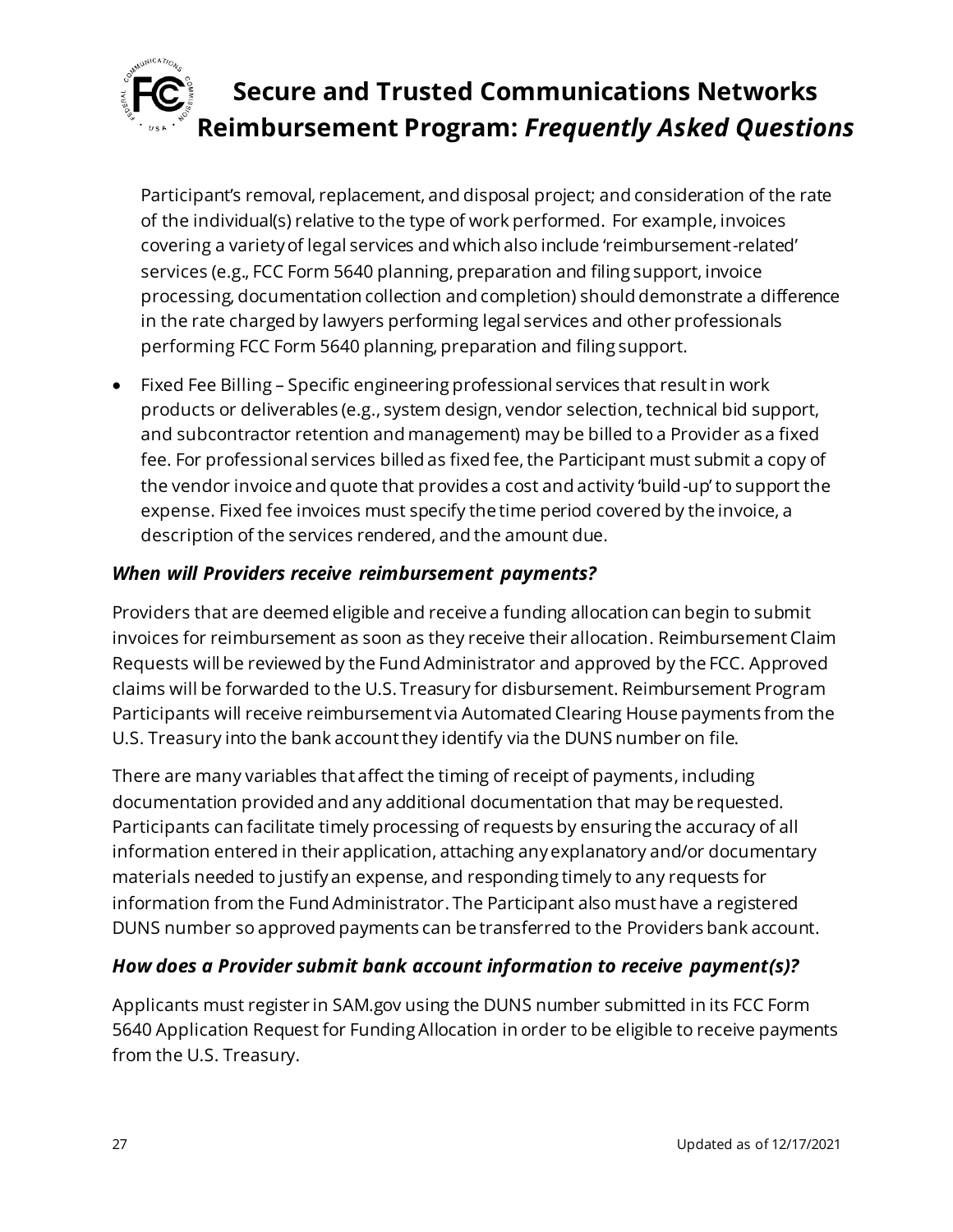Participant's removal, replacement, and disposal project; and consideration of the rate of the individual(s) relative to the type of work performed. For example, invoices covering a variety of legal services and which also include 'reimbursement-related' services (e.g., FCC Form 5640 planning, preparation and filing support, invoice processing, documentation collection and completion) should demonstrate a difference in the rate charged by lawyers performing legal services and other professionals performing FCC Form 5640 planning, preparation and filing support.

- Fixed Fee Billing – Specific engineering professional services that result in work products or deliverables (e.g., system design, vendor selection, technical bid support, and subcontractor retention and management) may be billed to a Provider as a fixed fee. For professional services billed as fixed fee, the Participant must submit a copy of the vendor invoice and quote that provides a cost and activity 'build-up' to support the expense. Fixed fee invoices must specify the time period covered by the invoice, a description of the services rendered, and the amount due.

### *When will Providers receive reimbursement payments?*

Providers that are deemed eligible and receive a funding allocation can begin to submit invoices for reimbursement as soon as they receive their allocation. Reimbursement Claim Requests will be reviewed by the Fund Administrator and approved by the FCC. Approved claims will be forwarded to the U.S. Treasury for disbursement. Reimbursement Program Participants will receive reimbursement via Automated Clearing House payments from the U.S. Treasury into the bank account they identify via the DUNS number on file.

There are many variables that affect the timing of receipt of payments, including documentation provided and any additional documentation that may be requested. Participants can facilitate timely processing of requests by ensuring the accuracy of all information entered in their application, attaching any explanatory and/or documentary materials needed to justify an expense, and responding timely to any requests for information from the Fund Administrator. The Participant also must have a registered DUNS number so approved payments can be transferred to the Providers bank account.

### *How does a Provider submit bank account information to receive payment(s)?*

Applicants must register in SAM.gov using the DUNS number submitted in its FCC Form 5640 Application Request for Funding Allocation in order to be eligible to receive payments from the U.S. Treasury.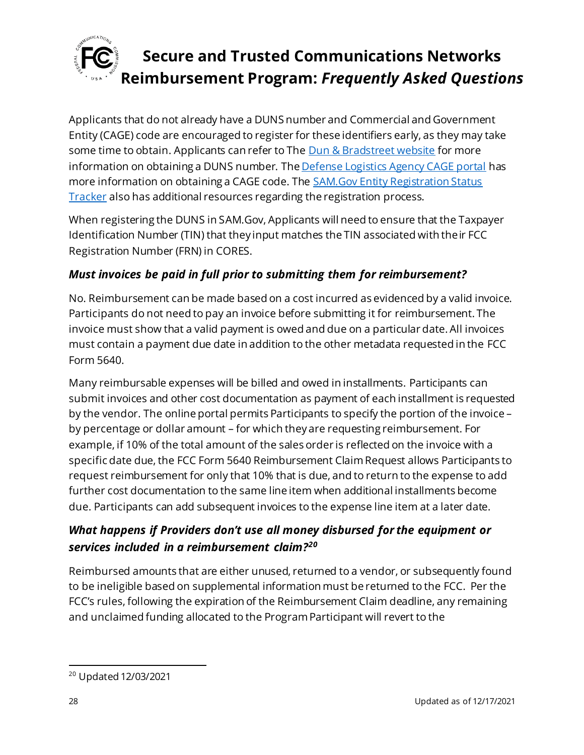Applicants that do not already have a DUNS number and Commercial and Government Entity (CAGE) code are encouraged to register for these identifiers early, as they may take some time to obtain. Applicants can refer to The [Dun & Bradstreet website](#) for more information on obtaining a DUNS number. The [Defense Logistics Agency CAGE portal](#) has more information on obtaining a CAGE code. The [SAM.Gov Entity Registration Status Tracker](#) also has additional resources regarding the registration process.

When registering the DUNS in SAM.Gov, Applicants will need to ensure that the Taxpayer Identification Number (TIN) that they input matches the TIN associated with their FCC Registration Number (FRN) in CORES.

### *Must invoices be paid in full prior to submitting them for reimbursement?*

No. Reimbursement can be made based on a cost incurred as evidenced by a valid invoice. Participants do not need to pay an invoice before submitting it for reimbursement. The invoice must show that a valid payment is owed and due on a particular date. All invoices must contain a payment due date in addition to the other metadata requested in the FCC Form 5640.

Many reimbursable expenses will be billed and owed in installments. Participants can submit invoices and other cost documentation as payment of each installment is requested by the vendor. The online portal permits Participants to specify the portion of the invoice – by percentage or dollar amount – for which they are requesting reimbursement. For example, if 10% of the total amount of the sales order is reflected on the invoice with a specific date due, the FCC Form 5640 Reimbursement Claim Request allows Participants to request reimbursement for only that 10% that is due, and to return to the expense to add further cost documentation to the same line item when additional installments become due. Participants can add subsequent invoices to the expense line item at a later date.

### *What happens if Providers don't use all money disbursed for the equipment or services included in a reimbursement claim?*[20]

Reimbursed amounts that are either unused, returned to a vendor, or subsequently found to be ineligible based on supplemental information must be returned to the FCC. Per the FCC's rules, following the expiration of the Reimbursement Claim deadline, any remaining and unclaimed funding allocated to the Program Participant will revert to the

[20] Updated 12/03/2021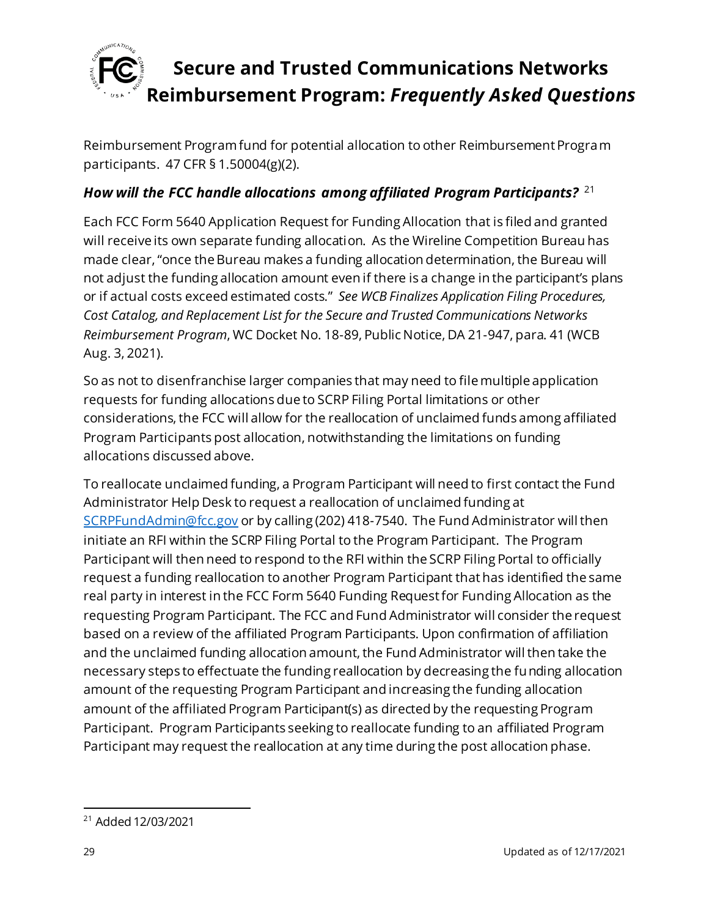Reimbursement Program fund for potential allocation to other Reimbursement Program participants. 47 CFR § 1.50004(g)(2).

### *How will the FCC handle allocations among affiliated Program Participants?*[21]

Each FCC Form 5640 Application Request for Funding Allocation that is filed and granted will receive its own separate funding allocation. As the Wireline Competition Bureau has made clear, "once the Bureau makes a funding allocation determination, the Bureau will not adjust the funding allocation amount even if there is a change in the participant's plans or if actual costs exceed estimated costs." *See WCB Finalizes Application Filing Procedures, Cost Catalog, and Replacement List for the Secure and Trusted Communications Networks Reimbursement Program*, WC Docket No. 18-89, Public Notice, DA 21-947, para. 41 (WCB Aug. 3, 2021).

So as not to disenfranchise larger companies that may need to file multiple application requests for funding allocations due to SCRP Filing Portal limitations or other considerations, the FCC will allow for the reallocation of unclaimed funds among affiliated Program Participants post allocation, notwithstanding the limitations on funding allocations discussed above.

To reallocate unclaimed funding, a Program Participant will need to first contact the Fund Administrator Help Desk to request a reallocation of unclaimed funding at [SCRPFundAdmin@fcc.gov](mailto:SCRPFundAdmin@fcc.gov) or by calling (202) 418-7540. The Fund Administrator will then initiate an RFI within the SCRP Filing Portal to the Program Participant. The Program Participant will then need to respond to the RFI within the SCRP Filing Portal to officially request a funding reallocation to another Program Participant that has identified the same real party in interest in the FCC Form 5640 Funding Request for Funding Allocation as the requesting Program Participant. The FCC and Fund Administrator will consider the request based on a review of the affiliated Program Participants. Upon confirmation of affiliation and the unclaimed funding allocation amount, the Fund Administrator will then take the necessary steps to effectuate the funding reallocation by decreasing the funding allocation amount of the requesting Program Participant and increasing the funding allocation amount of the affiliated Program Participant(s) as directed by the requesting Program Participant. Program Participants seeking to reallocate funding to an affiliated Program Participant may request the reallocation at any time during the post allocation phase.

---

[21] Added 12/03/2021